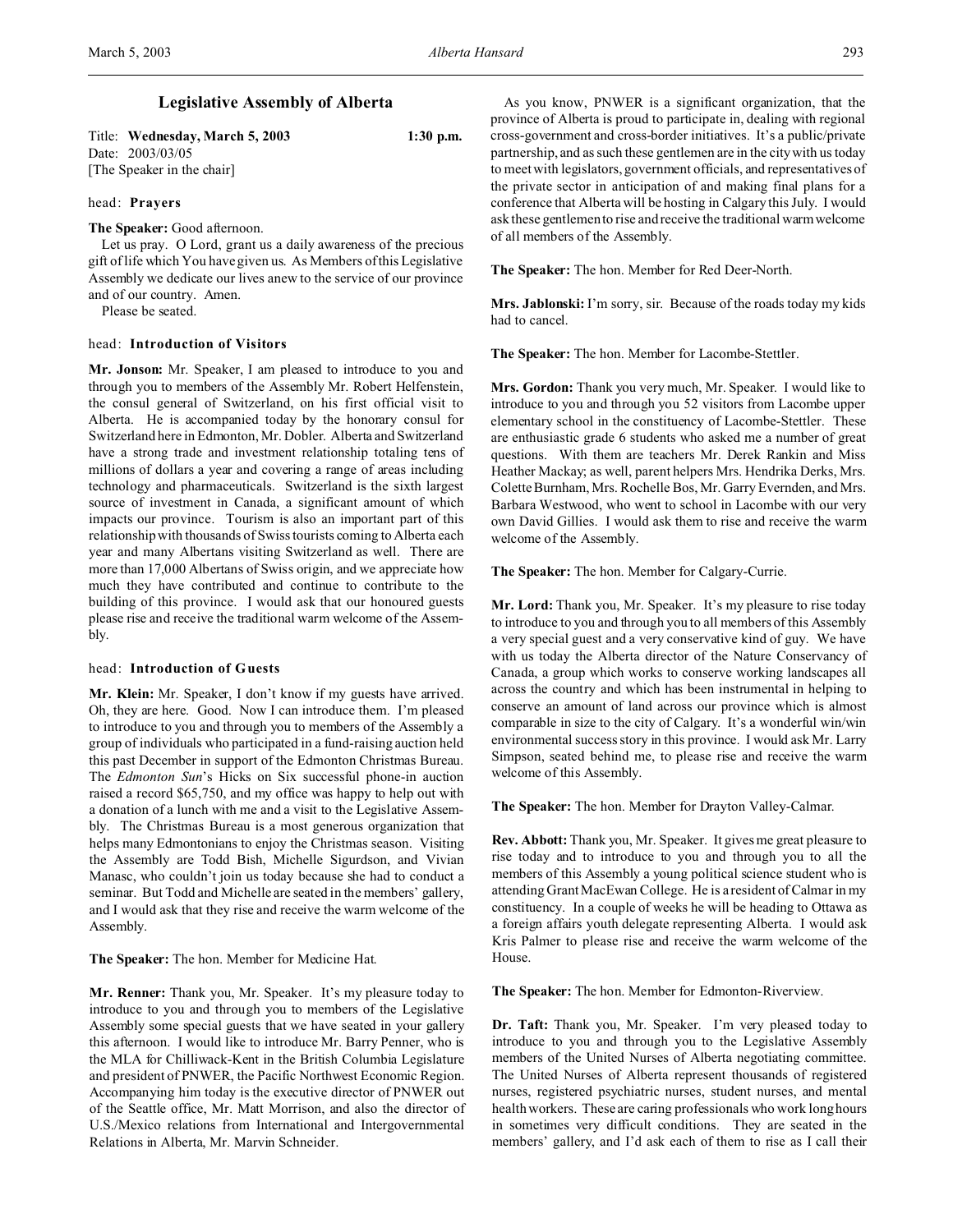# Legislative Assembly of Alberta

Title: **Wednesday, March 5, 2003** **1:30 p.m.**
Date: 2003/03/05
[The Speaker in the chair]

head: **Prayers**

**The Speaker:** Good afternoon.

Let us pray. O Lord, grant us a daily awareness of the precious gift of life which You have given us. As Members of this Legislative Assembly we dedicate our lives anew to the service of our province and of our country. Amen.

Please be seated.

head: **Introduction of Visitors**

**Mr. Jonson:** Mr. Speaker, I am pleased to introduce to you and through you to members of the Assembly Mr. Robert Helfenstein, the consul general of Switzerland, on his first official visit to Alberta. He is accompanied today by the honorary consul for Switzerland here in Edmonton, Mr. Dobler. Alberta and Switzerland have a strong trade and investment relationship totaling tens of millions of dollars a year and covering a range of areas including technology and pharmaceuticals. Switzerland is the sixth largest source of investment in Canada, a significant amount of which impacts our province. Tourism is also an important part of this relationship with thousands of Swiss tourists coming to Alberta each year and many Albertans visiting Switzerland as well. There are more than 17,000 Albertans of Swiss origin, and we appreciate how much they have contributed and continue to contribute to the building of this province. I would ask that our honoured guests please rise and receive the traditional warm welcome of the Assembly.

head: **Introduction of Guests**

**Mr. Klein:** Mr. Speaker, I don't know if my guests have arrived. Oh, they are here. Good. Now I can introduce them. I'm pleased to introduce to you and through you to members of the Assembly a group of individuals who participated in a fund-raising auction held this past December in support of the Edmonton Christmas Bureau. The *Edmonton Sun*'s Hicks on Six successful phone-in auction raised a record $65,750, and my office was happy to help out with a donation of a lunch with me and a visit to the Legislative Assembly. The Christmas Bureau is a most generous organization that helps many Edmontonians to enjoy the Christmas season. Visiting the Assembly are Todd Bish, Michelle Sigurdson, and Vivian Manasc, who couldn't join us today because she had to conduct a seminar. But Todd and Michelle are seated in the members' gallery, and I would ask that they rise and receive the warm welcome of the Assembly.

**The Speaker:** The hon. Member for Medicine Hat.

**Mr. Renner:** Thank you, Mr. Speaker. It's my pleasure today to introduce to you and through you to members of the Legislative Assembly some special guests that we have seated in your gallery this afternoon. I would like to introduce Mr. Barry Penner, who is the MLA for Chilliwack-Kent in the British Columbia Legislature and president of PNWER, the Pacific Northwest Economic Region. Accompanying him today is the executive director of PNWER out of the Seattle office, Mr. Matt Morrison, and also the director of U.S./Mexico relations from International and Intergovernmental Relations in Alberta, Mr. Marvin Schneider.

As you know, PNWER is a significant organization, that the province of Alberta is proud to participate in, dealing with regional cross-government and cross-border initiatives. It's a public/private partnership, and as such these gentlemen are in the city with us today to meet with legislators, government officials, and representatives of the private sector in anticipation of and making final plans for a conference that Alberta will be hosting in Calgary this July. I would ask these gentlemen to rise and receive the traditional warm welcome of all members of the Assembly.

**The Speaker:** The hon. Member for Red Deer-North.

**Mrs. Jablonski:** I'm sorry, sir. Because of the roads today my kids had to cancel.

**The Speaker:** The hon. Member for Lacombe-Stettler.

**Mrs. Gordon:** Thank you very much, Mr. Speaker. I would like to introduce to you and through you 52 visitors from Lacombe upper elementary school in the constituency of Lacombe-Stettler. These are enthusiastic grade 6 students who asked me a number of great questions. With them are teachers Mr. Derek Rankin and Miss Heather Mackay; as well, parent helpers Mrs. Hendrika Derks, Mrs. Colette Burnham, Mrs. Rochelle Bos, Mr. Garry Evernden, and Mrs. Barbara Westwood, who went to school in Lacombe with our very own David Gillies. I would ask them to rise and receive the warm welcome of the Assembly.

**The Speaker:** The hon. Member for Calgary-Currie.

**Mr. Lord:** Thank you, Mr. Speaker. It's my pleasure to rise today to introduce to you and through you to all members of this Assembly a very special guest and a very conservative kind of guy. We have with us today the Alberta director of the Nature Conservancy of Canada, a group which works to conserve working landscapes all across the country and which has been instrumental in helping to conserve an amount of land across our province which is almost comparable in size to the city of Calgary. It's a wonderful win/win environmental success story in this province. I would ask Mr. Larry Simpson, seated behind me, to please rise and receive the warm welcome of this Assembly.

**The Speaker:** The hon. Member for Drayton Valley-Calmar.

**Rev. Abbott:** Thank you, Mr. Speaker. It gives me great pleasure to rise today and to introduce to you and through you to all the members of this Assembly a young political science student who is attending Grant MacEwan College. He is a resident of Calmar in my constituency. In a couple of weeks he will be heading to Ottawa as a foreign affairs youth delegate representing Alberta. I would ask Kris Palmer to please rise and receive the warm welcome of the House.

**The Speaker:** The hon. Member for Edmonton-Riverview.

**Dr. Taft:** Thank you, Mr. Speaker. I'm very pleased today to introduce to you and through you to the Legislative Assembly members of the United Nurses of Alberta negotiating committee. The United Nurses of Alberta represent thousands of registered nurses, registered psychiatric nurses, student nurses, and mental health workers. These are caring professionals who work long hours in sometimes very difficult conditions. They are seated in the members' gallery, and I'd ask each of them to rise as I call their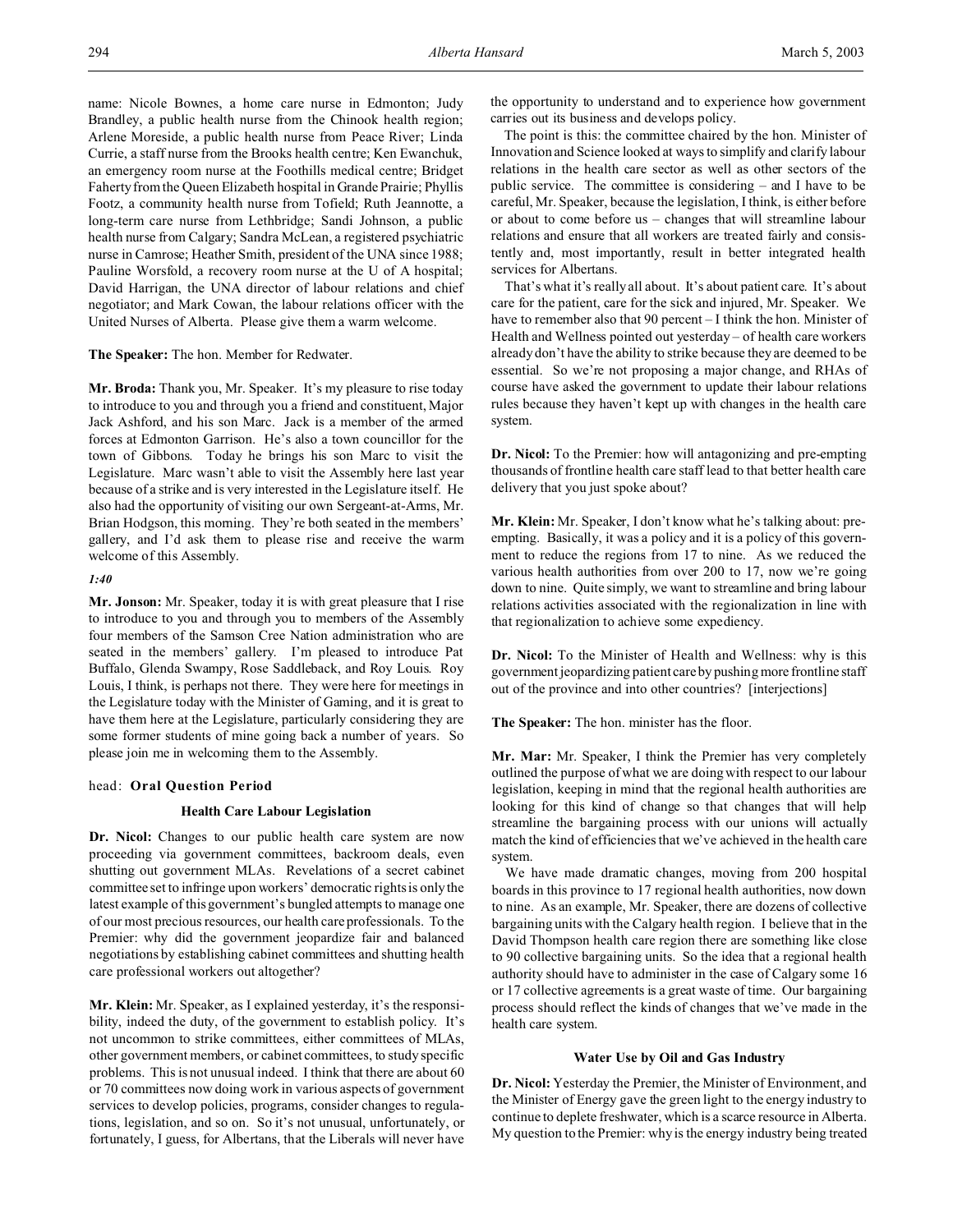name: Nicole Bownes, a home care nurse in Edmonton; Judy Brandley, a public health nurse from the Chinook health region; Arlene Moreside, a public health nurse from Peace River; Linda Currie, a staff nurse from the Brooks health centre; Ken Ewanchuk, an emergency room nurse at the Foothills medical centre; Bridget Faherty from the Queen Elizabeth hospital in Grande Prairie; Phyllis Footz, a community health nurse from Tofield; Ruth Jeannotte, a long-term care nurse from Lethbridge; Sandi Johnson, a public health nurse from Calgary; Sandra McLean, a registered psychiatric nurse in Camrose; Heather Smith, president of the UNA since 1988; Pauline Worsfold, a recovery room nurse at the U of A hospital; David Harrigan, the UNA director of labour relations and chief negotiator; and Mark Cowan, the labour relations officer with the United Nurses of Alberta. Please give them a warm welcome.

**The Speaker:** The hon. Member for Redwater.

**Mr. Broda:** Thank you, Mr. Speaker. It's my pleasure to rise today to introduce to you and through you a friend and constituent, Major Jack Ashford, and his son Marc. Jack is a member of the armed forces at Edmonton Garrison. He's also a town councillor for the town of Gibbons. Today he brings his son Marc to visit the Legislature. Marc wasn't able to visit the Assembly here last year because of a strike and is very interested in the Legislature itself. He also had the opportunity of visiting our own Sergeant-at-Arms, Mr. Brian Hodgson, this morning. They're both seated in the members' gallery, and I'd ask them to please rise and receive the warm welcome of this Assembly.

*1:40*

**Mr. Jonson:** Mr. Speaker, today it is with great pleasure that I rise to introduce to you and through you to members of the Assembly four members of the Samson Cree Nation administration who are seated in the members' gallery. I'm pleased to introduce Pat Buffalo, Glenda Swampy, Rose Saddleback, and Roy Louis. Roy Louis, I think, is perhaps not there. They were here for meetings in the Legislature today with the Minister of Gaming, and it is great to have them here at the Legislature, particularly considering they are some former students of mine going back a number of years. So please join me in welcoming them to the Assembly.

head: **Oral Question Period**

### Health Care Labour Legislation

**Dr. Nicol:** Changes to our public health care system are now proceeding via government committees, backroom deals, even shutting out government MLAs. Revelations of a secret cabinet committee set to infringe upon workers' democratic rights is only the latest example of this government's bungled attempts to manage one of our most precious resources, our health care professionals. To the Premier: why did the government jeopardize fair and balanced negotiations by establishing cabinet committees and shutting health care professional workers out altogether?

**Mr. Klein:** Mr. Speaker, as I explained yesterday, it's the responsibility, indeed the duty, of the government to establish policy. It's not uncommon to strike committees, either committees of MLAs, other government members, or cabinet committees, to study specific problems. This is not unusual indeed. I think that there are about 60 or 70 committees now doing work in various aspects of government services to develop policies, programs, consider changes to regulations, legislation, and so on. So it's not unusual, unfortunately, or fortunately, I guess, for Albertans, that the Liberals will never have the opportunity to understand and to experience how government carries out its business and develops policy.

The point is this: the committee chaired by the hon. Minister of Innovation and Science looked at ways to simplify and clarify labour relations in the health care sector as well as other sectors of the public service. The committee is considering – and I have to be careful, Mr. Speaker, because the legislation, I think, is either before or about to come before us – changes that will streamline labour relations and ensure that all workers are treated fairly and consistently and, most importantly, result in better integrated health services for Albertans.

That's what it's really all about. It's about patient care. It's about care for the patient, care for the sick and injured, Mr. Speaker. We have to remember also that 90 percent – I think the hon. Minister of Health and Wellness pointed out yesterday – of health care workers already don't have the ability to strike because they are deemed to be essential. So we're not proposing a major change, and RHAs of course have asked the government to update their labour relations rules because they haven't kept up with changes in the health care system.

**Dr. Nicol:** To the Premier: how will antagonizing and pre-empting thousands of frontline health care staff lead to that better health care delivery that you just spoke about?

**Mr. Klein:** Mr. Speaker, I don't know what he's talking about: pre-empting. Basically, it was a policy and it is a policy of this government to reduce the regions from 17 to nine. As we reduced the various health authorities from over 200 to 17, now we're going down to nine. Quite simply, we want to streamline and bring labour relations activities associated with the regionalization in line with that regionalization to achieve some expediency.

**Dr. Nicol:** To the Minister of Health and Wellness: why is this government jeopardizing patient care by pushing more frontline staff out of the province and into other countries? [interjections]

**The Speaker:** The hon. minister has the floor.

**Mr. Mar:** Mr. Speaker, I think the Premier has very completely outlined the purpose of what we are doing with respect to our labour legislation, keeping in mind that the regional health authorities are looking for this kind of change so that changes that will help streamline the bargaining process with our unions will actually match the kind of efficiencies that we've achieved in the health care system.

We have made dramatic changes, moving from 200 hospital boards in this province to 17 regional health authorities, now down to nine. As an example, Mr. Speaker, there are dozens of collective bargaining units with the Calgary health region. I believe that in the David Thompson health care region there are something like close to 90 collective bargaining units. So the idea that a regional health authority should have to administer in the case of Calgary some 16 or 17 collective agreements is a great waste of time. Our bargaining process should reflect the kinds of changes that we've made in the health care system.

### Water Use by Oil and Gas Industry

**Dr. Nicol:** Yesterday the Premier, the Minister of Environment, and the Minister of Energy gave the green light to the energy industry to continue to deplete freshwater, which is a scarce resource in Alberta. My question to the Premier: why is the energy industry being treated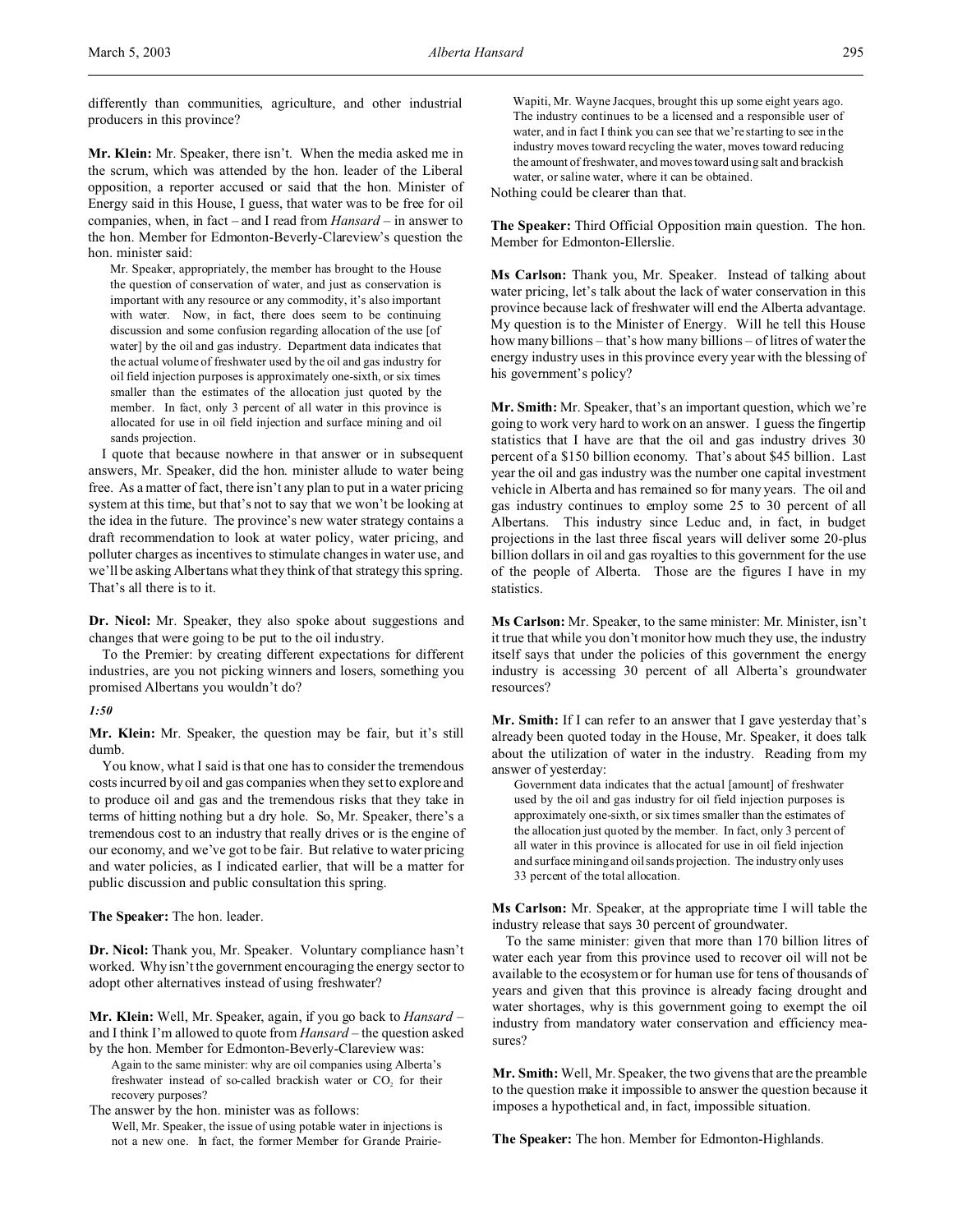differently than communities, agriculture, and other industrial producers in this province?

**Mr. Klein:** Mr. Speaker, there isn't. When the media asked me in the scrum, which was attended by the hon. leader of the Liberal opposition, a reporter accused or said that the hon. Minister of Energy said in this House, I guess, that water was to be free for oil companies, when, in fact – and I read from *Hansard* – in answer to the hon. Member for Edmonton-Beverly-Clareview's question the hon. minister said:

> Mr. Speaker, appropriately, the member has brought to the House the question of conservation of water, and just as conservation is important with any resource or any commodity, it's also important with water. Now, in fact, there does seem to be continuing discussion and some confusion regarding allocation of the use [of water] by the oil and gas industry. Department data indicates that the actual volume of freshwater used by the oil and gas industry for oil field injection purposes is approximately one-sixth, or six times smaller than the estimates of the allocation just quoted by the member. In fact, only 3 percent of all water in this province is allocated for use in oil field injection and surface mining and oil sands projection.

I quote that because nowhere in that answer or in subsequent answers, Mr. Speaker, did the hon. minister allude to water being free. As a matter of fact, there isn't any plan to put in a water pricing system at this time, but that's not to say that we won't be looking at the idea in the future. The province's new water strategy contains a draft recommendation to look at water policy, water pricing, and polluter charges as incentives to stimulate changes in water use, and we'll be asking Albertans what they think of that strategy this spring. That's all there is to it.

**Dr. Nicol:** Mr. Speaker, they also spoke about suggestions and changes that were going to be put to the oil industry.

To the Premier: by creating different expectations for different industries, are you not picking winners and losers, something you promised Albertans you wouldn't do?

*1:50*

**Mr. Klein:** Mr. Speaker, the question may be fair, but it's still dumb.

You know, what I said is that one has to consider the tremendous costs incurred by oil and gas companies when they set to explore and to produce oil and gas and the tremendous risks that they take in terms of hitting nothing but a dry hole. So, Mr. Speaker, there's a tremendous cost to an industry that really drives or is the engine of our economy, and we've got to be fair. But relative to water pricing and water policies, as I indicated earlier, that will be a matter for public discussion and public consultation this spring.

**The Speaker:** The hon. leader.

**Dr. Nicol:** Thank you, Mr. Speaker. Voluntary compliance hasn't worked. Why isn't the government encouraging the energy sector to adopt other alternatives instead of using freshwater?

**Mr. Klein:** Well, Mr. Speaker, again, if you go back to *Hansard* – and I think I'm allowed to quote from *Hansard* – the question asked by the hon. Member for Edmonton-Beverly-Clareview was:

> Again to the same minister: why are oil companies using Alberta's freshwater instead of so-called brackish water or $CO_2$ for their recovery purposes?

The answer by the hon. minister was as follows:

> Well, Mr. Speaker, the issue of using potable water in injections is not a new one. In fact, the former Member for Grande Prairie-Wapiti, Mr. Wayne Jacques, brought this up some eight years ago. The industry continues to be a licensed and a responsible user of water, and in fact I think you can see that we're starting to see in the industry moves toward recycling the water, moves toward reducing the amount of freshwater, and moves toward using salt and brackish water, or saline water, where it can be obtained.

Nothing could be clearer than that.

**The Speaker:** Third Official Opposition main question. The hon. Member for Edmonton-Ellerslie.

**Ms Carlson:** Thank you, Mr. Speaker. Instead of talking about water pricing, let's talk about the lack of water conservation in this province because lack of freshwater will end the Alberta advantage. My question is to the Minister of Energy. Will he tell this House how many billions – that's how many billions – of litres of water the energy industry uses in this province every year with the blessing of his government's policy?

**Mr. Smith:** Mr. Speaker, that's an important question, which we're going to work very hard to work on an answer. I guess the fingertip statistics that I have are that the oil and gas industry drives 30 percent of a $150 billion economy. That's about $45 billion. Last year the oil and gas industry was the number one capital investment vehicle in Alberta and has remained so for many years. The oil and gas industry continues to employ some 25 to 30 percent of all Albertans. This industry since Leduc and, in fact, in budget projections in the last three fiscal years will deliver some 20-plus billion dollars in oil and gas royalties to this government for the use of the people of Alberta. Those are the figures I have in my statistics.

**Ms Carlson:** Mr. Speaker, to the same minister: Mr. Minister, isn't it true that while you don't monitor how much they use, the industry itself says that under the policies of this government the energy industry is accessing 30 percent of all Alberta's groundwater resources?

**Mr. Smith:** If I can refer to an answer that I gave yesterday that's already been quoted today in the House, Mr. Speaker, it does talk about the utilization of water in the industry. Reading from my answer of yesterday:

> Government data indicates that the actual [amount] of freshwater used by the oil and gas industry for oil field injection purposes is approximately one-sixth, or six times smaller than the estimates of the allocation just quoted by the member. In fact, only 3 percent of all water in this province is allocated for use in oil field injection and surface mining and oil sands projection. The industry only uses 33 percent of the total allocation.

**Ms Carlson:** Mr. Speaker, at the appropriate time I will table the industry release that says 30 percent of groundwater.

To the same minister: given that more than 170 billion litres of water each year from this province used to recover oil will not be available to the ecosystem or for human use for tens of thousands of years and given that this province is already facing drought and water shortages, why is this government going to exempt the oil industry from mandatory water conservation and efficiency measures?

**Mr. Smith:** Well, Mr. Speaker, the two givens that are the preamble to the question make it impossible to answer the question because it imposes a hypothetical and, in fact, impossible situation.

**The Speaker:** The hon. Member for Edmonton-Highlands.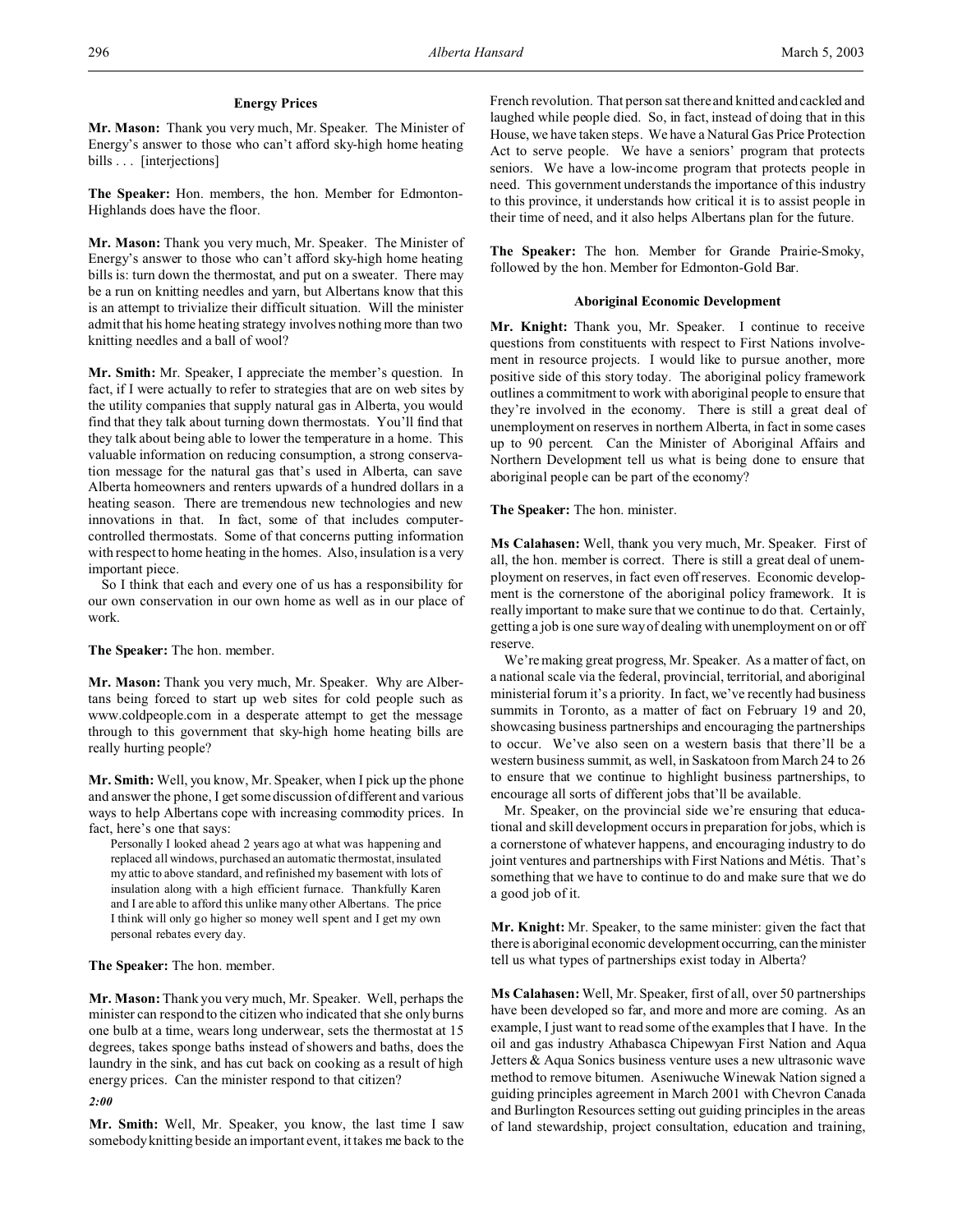### Energy Prices

**Mr. Mason:** Thank you very much, Mr. Speaker. The Minister of Energy's answer to those who can't afford sky-high home heating bills . . . [interjections]

**The Speaker:** Hon. members, the hon. Member for Edmonton-Highlands does have the floor.

**Mr. Mason:** Thank you very much, Mr. Speaker. The Minister of Energy's answer to those who can't afford sky-high home heating bills is: turn down the thermostat, and put on a sweater. There may be a run on knitting needles and yarn, but Albertans know that this is an attempt to trivialize their difficult situation. Will the minister admit that his home heating strategy involves nothing more than two knitting needles and a ball of wool?

**Mr. Smith:** Mr. Speaker, I appreciate the member's question. In fact, if I were actually to refer to strategies that are on web sites by the utility companies that supply natural gas in Alberta, you would find that they talk about turning down thermostats. You'll find that they talk about being able to lower the temperature in a home. This valuable information on reducing consumption, a strong conservation message for the natural gas that's used in Alberta, can save Alberta homeowners and renters upwards of a hundred dollars in a heating season. There are tremendous new technologies and new innovations in that. In fact, some of that includes computer-controlled thermostats. Some of that concerns putting information with respect to home heating in the homes. Also, insulation is a very important piece.

So I think that each and every one of us has a responsibility for our own conservation in our own home as well as in our place of work.

**The Speaker:** The hon. member.

**Mr. Mason:** Thank you very much, Mr. Speaker. Why are Albertans being forced to start up web sites for cold people such as www.coldpeople.com in a desperate attempt to get the message through to this government that sky-high home heating bills are really hurting people?

**Mr. Smith:** Well, you know, Mr. Speaker, when I pick up the phone and answer the phone, I get some discussion of different and various ways to help Albertans cope with increasing commodity prices. In fact, here's one that says:

> Personally I looked ahead 2 years ago at what was happening and replaced all windows, purchased an automatic thermostat, insulated my attic to above standard, and refinished my basement with lots of insulation along with a high efficient furnace. Thankfully Karen and I are able to afford this unlike many other Albertans. The price I think will only go higher so money well spent and I get my own personal rebates every day.

**The Speaker:** The hon. member.

**Mr. Mason:** Thank you very much, Mr. Speaker. Well, perhaps the minister can respond to the citizen who indicated that she only burns one bulb at a time, wears long underwear, sets the thermostat at 15 degrees, takes sponge baths instead of showers and baths, does the laundry in the sink, and has cut back on cooking as a result of high energy prices. Can the minister respond to that citizen?

*2:00*

**Mr. Smith:** Well, Mr. Speaker, you know, the last time I saw somebody knitting beside an important event, it takes me back to the French revolution. That person sat there and knitted and cackled and laughed while people died. So, in fact, instead of doing that in this House, we have taken steps. We have a Natural Gas Price Protection Act to serve people. We have a seniors' program that protects seniors. We have a low-income program that protects people in need. This government understands the importance of this industry to this province, it understands how critical it is to assist people in their time of need, and it also helps Albertans plan for the future.

**The Speaker:** The hon. Member for Grande Prairie-Smoky, followed by the hon. Member for Edmonton-Gold Bar.

### Aboriginal Economic Development

**Mr. Knight:** Thank you, Mr. Speaker. I continue to receive questions from constituents with respect to First Nations involvement in resource projects. I would like to pursue another, more positive side of this story today. The aboriginal policy framework outlines a commitment to work with aboriginal people to ensure that they're involved in the economy. There is still a great deal of unemployment on reserves in northern Alberta, in fact in some cases up to 90 percent. Can the Minister of Aboriginal Affairs and Northern Development tell us what is being done to ensure that aboriginal people can be part of the economy?

**The Speaker:** The hon. minister.

**Ms Calahasen:** Well, thank you very much, Mr. Speaker. First of all, the hon. member is correct. There is still a great deal of unemployment on reserves, in fact even off reserves. Economic development is the cornerstone of the aboriginal policy framework. It is really important to make sure that we continue to do that. Certainly, getting a job is one sure way of dealing with unemployment on or off reserve.

We're making great progress, Mr. Speaker. As a matter of fact, on a national scale via the federal, provincial, territorial, and aboriginal ministerial forum it's a priority. In fact, we've recently had business summits in Toronto, as a matter of fact on February 19 and 20, showcasing business partnerships and encouraging the partnerships to occur. We've also seen on a western basis that there'll be a western business summit, as well, in Saskatoon from March 24 to 26 to ensure that we continue to highlight business partnerships, to encourage all sorts of different jobs that'll be available.

Mr. Speaker, on the provincial side we're ensuring that educational and skill development occurs in preparation for jobs, which is a cornerstone of whatever happens, and encouraging industry to do joint ventures and partnerships with First Nations and Métis. That's something that we have to continue to do and make sure that we do a good job of it.

**Mr. Knight:** Mr. Speaker, to the same minister: given the fact that there is aboriginal economic development occurring, can the minister tell us what types of partnerships exist today in Alberta?

**Ms Calahasen:** Well, Mr. Speaker, first of all, over 50 partnerships have been developed so far, and more and more are coming. As an example, I just want to read some of the examples that I have. In the oil and gas industry Athabasca Chipewyan First Nation and Aqua Jetters & Aqua Sonics business venture uses a new ultrasonic wave method to remove bitumen. Aseniwuche Winewak Nation signed a guiding principles agreement in March 2001 with Chevron Canada and Burlington Resources setting out guiding principles in the areas of land stewardship, project consultation, education and training,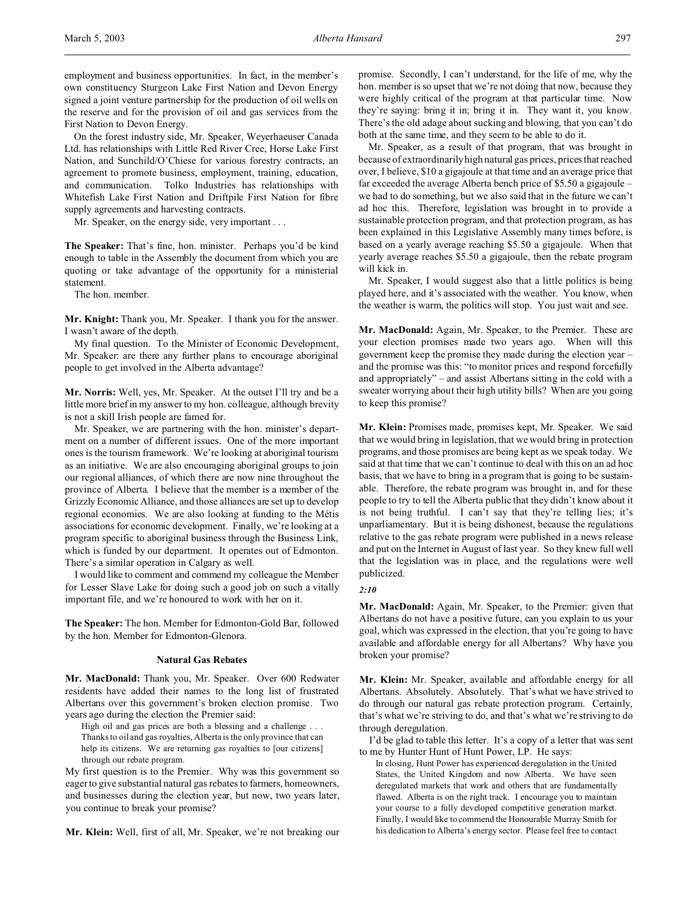employment and business opportunities. In fact, in the member's own constituency Sturgeon Lake First Nation and Devon Energy signed a joint venture partnership for the production of oil wells on the reserve and for the provision of oil and gas services from the First Nation to Devon Energy.

On the forest industry side, Mr. Speaker, Weyerhaeuser Canada Ltd. has relationships with Little Red River Cree, Horse Lake First Nation, and Sunchild/O'Chiese for various forestry contracts, an agreement to promote business, employment, training, education, and communication. Tolko Industries has relationships with Whitefish Lake First Nation and Driftpile First Nation for fibre supply agreements and harvesting contracts.

Mr. Speaker, on the energy side, very important . . .

**The Speaker:** That's fine, hon. minister. Perhaps you'd be kind enough to table in the Assembly the document from which you are quoting or take advantage of the opportunity for a ministerial statement.

The hon. member.

**Mr. Knight:** Thank you, Mr. Speaker. I thank you for the answer. I wasn't aware of the depth.

My final question. To the Minister of Economic Development, Mr. Speaker: are there any further plans to encourage aboriginal people to get involved in the Alberta advantage?

**Mr. Norris:** Well, yes, Mr. Speaker. At the outset I'll try and be a little more brief in my answer to my hon. colleague, although brevity is not a skill Irish people are famed for.

Mr. Speaker, we are partnering with the hon. minister's department on a number of different issues. One of the more important ones is the tourism framework. We're looking at aboriginal tourism as an initiative. We are also encouraging aboriginal groups to join our regional alliances, of which there are now nine throughout the province of Alberta. I believe that the member is a member of the Grizzly Economic Alliance, and those alliances are set up to develop regional economies. We are also looking at funding to the Métis associations for economic development. Finally, we're looking at a program specific to aboriginal business through the Business Link, which is funded by our department. It operates out of Edmonton. There's a similar operation in Calgary as well.

I would like to comment and commend my colleague the Member for Lesser Slave Lake for doing such a good job on such a vitally important file, and we're honoured to work with her on it.

**The Speaker:** The hon. Member for Edmonton-Gold Bar, followed by the hon. Member for Edmonton-Glenora.

### Natural Gas Rebates

**Mr. MacDonald:** Thank you, Mr. Speaker. Over 600 Redwater residents have added their names to the long list of frustrated Albertans over this government's broken election promise. Two years ago during the election the Premier said:

> High oil and gas prices are both a blessing and a challenge . . . Thanks to oil and gas royalties, Alberta is the only province that can help its citizens. We are returning gas royalties to [our citizens] through our rebate program.

My first question is to the Premier. Why was this government so eager to give substantial natural gas rebates to farmers, homeowners, and businesses during the election year, but now, two years later, you continue to break your promise?

**Mr. Klein:** Well, first of all, Mr. Speaker, we're not breaking our promise. Secondly, I can't understand, for the life of me, why the hon. member is so upset that we're not doing that now, because they were highly critical of the program at that particular time. Now they're saying: bring it in; bring it in. They want it, you know. There's the old adage about sucking and blowing, that you can't do both at the same time, and they seem to be able to do it.

Mr. Speaker, as a result of that program, that was brought in because of extraordinarily high natural gas prices, prices that reached over, I believe, $10 a gigajoule at that time and an average price that far exceeded the average Alberta bench price of $5.50 a gigajoule – we had to do something, but we also said that in the future we can't ad hoc this. Therefore, legislation was brought in to provide a sustainable protection program, and that protection program, as has been explained in this Legislative Assembly many times before, is based on a yearly average reaching $5.50 a gigajoule. When that yearly average reaches $5.50 a gigajoule, then the rebate program will kick in.

Mr. Speaker, I would suggest also that a little politics is being played here, and it's associated with the weather. You know, when the weather is warm, the politics will stop. You just wait and see.

**Mr. MacDonald:** Again, Mr. Speaker, to the Premier. These are your election promises made two years ago. When will this government keep the promise they made during the election year – and the promise was this: "to monitor prices and respond forcefully and appropriately" – and assist Albertans sitting in the cold with a sweater worrying about their high utility bills? When are you going to keep this promise?

**Mr. Klein:** Promises made, promises kept, Mr. Speaker. We said that we would bring in legislation, that we would bring in protection programs, and those promises are being kept as we speak today. We said at that time that we can't continue to deal with this on an ad hoc basis, that we have to bring in a program that is going to be sustainable. Therefore, the rebate program was brought in, and for these people to try to tell the Alberta public that they didn't know about it is not being truthful. I can't say that they're telling lies; it's unparliamentary. But it is being dishonest, because the regulations relative to the gas rebate program were published in a news release and put on the Internet in August of last year. So they knew full well that the legislation was in place, and the regulations were well publicized.

*2:10*

**Mr. MacDonald:** Again, Mr. Speaker, to the Premier: given that Albertans do not have a positive future, can you explain to us your goal, which was expressed in the election, that you're going to have available and affordable energy for all Albertans? Why have you broken your promise?

**Mr. Klein:** Mr. Speaker, available and affordable energy for all Albertans. Absolutely. Absolutely. That's what we have strived to do through our natural gas rebate protection program. Certainly, that's what we're striving to do, and that's what we're striving to do through deregulation.

I'd be glad to table this letter. It's a copy of a letter that was sent to me by Hunter Hunt of Hunt Power, LP. He says:

> In closing, Hunt Power has experienced deregulation in the United States, the United Kingdom and now Alberta. We have seen deregulated markets that work and others that are fundamentally flawed. Alberta is on the right track. I encourage you to maintain your course to a fully developed competitive generation market. Finally, I would like to commend the Honourable Murray Smith for his dedication to Alberta's energy sector. Please feel free to contact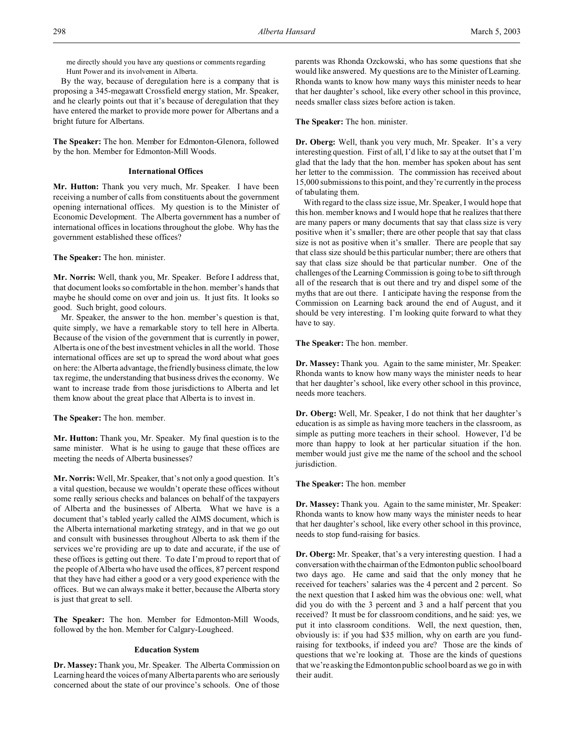me directly should you have any questions or comments regarding Hunt Power and its involvement in Alberta.

By the way, because of deregulation here is a company that is proposing a 345-megawatt Crossfield energy station, Mr. Speaker, and he clearly points out that it's because of deregulation that they have entered the market to provide more power for Albertans and a bright future for Albertans.

**The Speaker:** The hon. Member for Edmonton-Glenora, followed by the hon. Member for Edmonton-Mill Woods.

### International Offices

**Mr. Hutton:** Thank you very much, Mr. Speaker. I have been receiving a number of calls from constituents about the government opening international offices. My question is to the Minister of Economic Development. The Alberta government has a number of international offices in locations throughout the globe. Why has the government established these offices?

**The Speaker:** The hon. minister.

**Mr. Norris:** Well, thank you, Mr. Speaker. Before I address that, that document looks so comfortable in the hon. member's hands that maybe he should come on over and join us. It just fits. It looks so good. Such bright, good colours.

Mr. Speaker, the answer to the hon. member's question is that, quite simply, we have a remarkable story to tell here in Alberta. Because of the vision of the government that is currently in power, Alberta is one of the best investment vehicles in all the world. Those international offices are set up to spread the word about what goes on here: the Alberta advantage, the friendly business climate, the low tax regime, the understanding that business drives the economy. We want to increase trade from those jurisdictions to Alberta and let them know about the great place that Alberta is to invest in.

**The Speaker:** The hon. member.

**Mr. Hutton:** Thank you, Mr. Speaker. My final question is to the same minister. What is he using to gauge that these offices are meeting the needs of Alberta businesses?

**Mr. Norris:** Well, Mr. Speaker, that's not only a good question. It's a vital question, because we wouldn't operate these offices without some really serious checks and balances on behalf of the taxpayers of Alberta and the businesses of Alberta. What we have is a document that's tabled yearly called the AIMS document, which is the Alberta international marketing strategy, and in that we go out and consult with businesses throughout Alberta to ask them if the services we're providing are up to date and accurate, if the use of these offices is getting out there. To date I'm proud to report that of the people of Alberta who have used the offices, 87 percent respond that they have had either a good or a very good experience with the offices. But we can always make it better, because the Alberta story is just that great to sell.

**The Speaker:** The hon. Member for Edmonton-Mill Woods, followed by the hon. Member for Calgary-Lougheed.

### Education System

**Dr. Massey:** Thank you, Mr. Speaker. The Alberta Commission on Learning heard the voices of many Alberta parents who are seriously concerned about the state of our province's schools. One of those parents was Rhonda Ozckowski, who has some questions that she would like answered. My questions are to the Minister of Learning. Rhonda wants to know how many ways this minister needs to hear that her daughter's school, like every other school in this province, needs smaller class sizes before action is taken.

**The Speaker:** The hon. minister.

**Dr. Oberg:** Well, thank you very much, Mr. Speaker. It's a very interesting question. First of all, I'd like to say at the outset that I'm glad that the lady that the hon. member has spoken about has sent her letter to the commission. The commission has received about 15,000 submissions to this point, and they're currently in the process of tabulating them.

With regard to the class size issue, Mr. Speaker, I would hope that this hon. member knows and I would hope that he realizes that there are many papers or many documents that say that class size is very positive when it's smaller; there are other people that say that class size is not as positive when it's smaller. There are people that say that class size should be this particular number; there are others that say that class size should be that particular number. One of the challenges of the Learning Commission is going to be to sift through all of the research that is out there and try and dispel some of the myths that are out there. I anticipate having the response from the Commission on Learning back around the end of August, and it should be very interesting. I'm looking quite forward to what they have to say.

**The Speaker:** The hon. member.

**Dr. Massey:** Thank you. Again to the same minister, Mr. Speaker: Rhonda wants to know how many ways the minister needs to hear that her daughter's school, like every other school in this province, needs more teachers.

**Dr. Oberg:** Well, Mr. Speaker, I do not think that her daughter's education is as simple as having more teachers in the classroom, as simple as putting more teachers in their school. However, I'd be more than happy to look at her particular situation if the hon. member would just give me the name of the school and the school jurisdiction.

**The Speaker:** The hon. member

**Dr. Massey:** Thank you. Again to the same minister, Mr. Speaker: Rhonda wants to know how many ways the minister needs to hear that her daughter's school, like every other school in this province, needs to stop fund-raising for basics.

**Dr. Oberg:** Mr. Speaker, that's a very interesting question. I had a conversation with the chairman of the Edmonton public school board two days ago. He came and said that the only money that he received for teachers' salaries was the 4 percent and 2 percent. So the next question that I asked him was the obvious one: well, what did you do with the 3 percent and 3 and a half percent that you received? It must be for classroom conditions, and he said: yes, we put it into classroom conditions. Well, the next question, then, obviously is: if you had $35 million, why on earth are you fund-raising for textbooks, if indeed you are? Those are the kinds of questions that we're looking at. Those are the kinds of questions that we're asking the Edmonton public school board as we go in with their audit.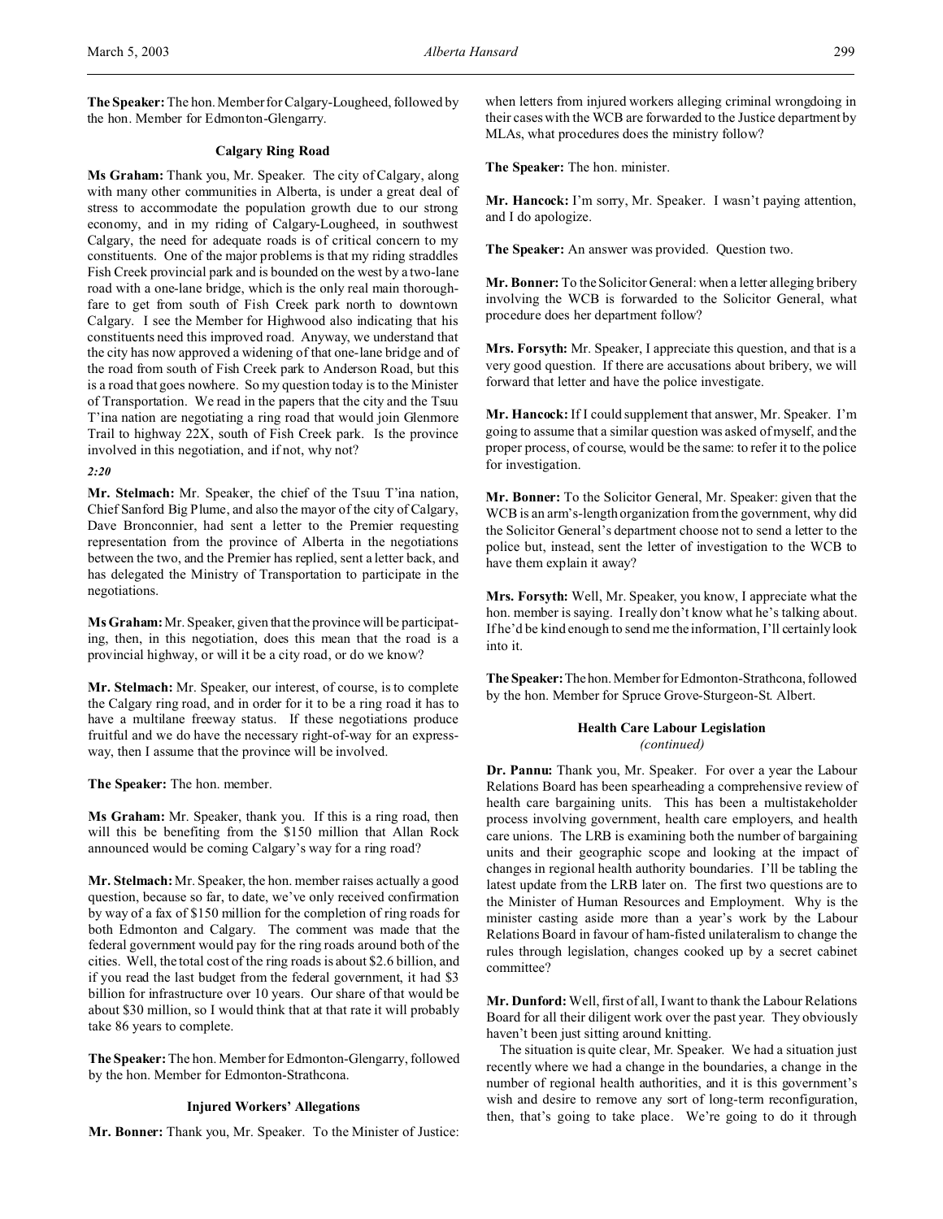**The Speaker:** The hon. Member for Calgary-Lougheed, followed by the hon. Member for Edmonton-Glengarry.

### Calgary Ring Road

**Ms Graham:** Thank you, Mr. Speaker. The city of Calgary, along with many other communities in Alberta, is under a great deal of stress to accommodate the population growth due to our strong economy, and in my riding of Calgary-Lougheed, in southwest Calgary, the need for adequate roads is of critical concern to my constituents. One of the major problems is that my riding straddles Fish Creek provincial park and is bounded on the west by a two-lane road with a one-lane bridge, which is the only real main thoroughfare to get from south of Fish Creek park north to downtown Calgary. I see the Member for Highwood also indicating that his constituents need this improved road. Anyway, we understand that the city has now approved a widening of that one-lane bridge and of the road from south of Fish Creek park to Anderson Road, but this is a road that goes nowhere. So my question today is to the Minister of Transportation. We read in the papers that the city and the Tsuu T'ina nation are negotiating a ring road that would join Glenmore Trail to highway 22X, south of Fish Creek park. Is the province involved in this negotiation, and if not, why not?

*2:20*

**Mr. Stelmach:** Mr. Speaker, the chief of the Tsuu T'ina nation, Chief Sanford Big Plume, and also the mayor of the city of Calgary, Dave Bronconnier, had sent a letter to the Premier requesting representation from the province of Alberta in the negotiations between the two, and the Premier has replied, sent a letter back, and has delegated the Ministry of Transportation to participate in the negotiations.

**Ms Graham:** Mr. Speaker, given that the province will be participating, then, in this negotiation, does this mean that the road is a provincial highway, or will it be a city road, or do we know?

**Mr. Stelmach:** Mr. Speaker, our interest, of course, is to complete the Calgary ring road, and in order for it to be a ring road it has to have a multilane freeway status. If these negotiations produce fruitful and we do have the necessary right-of-way for an expressway, then I assume that the province will be involved.

**The Speaker:** The hon. member.

**Ms Graham:** Mr. Speaker, thank you. If this is a ring road, then will this be benefiting from the $150 million that Allan Rock announced would be coming Calgary's way for a ring road?

**Mr. Stelmach:** Mr. Speaker, the hon. member raises actually a good question, because so far, to date, we've only received confirmation by way of a fax of $150 million for the completion of ring roads for both Edmonton and Calgary. The comment was made that the federal government would pay for the ring roads around both of the cities. Well, the total cost of the ring roads is about $2.6 billion, and if you read the last budget from the federal government, it had $3 billion for infrastructure over 10 years. Our share of that would be about $30 million, so I would think that at that rate it will probably take 86 years to complete.

**The Speaker:** The hon. Member for Edmonton-Glengarry, followed by the hon. Member for Edmonton-Strathcona.

### Injured Workers' Allegations

**Mr. Bonner:** Thank you, Mr. Speaker. To the Minister of Justice: when letters from injured workers alleging criminal wrongdoing in their cases with the WCB are forwarded to the Justice department by MLAs, what procedures does the ministry follow?

**The Speaker:** The hon. minister.

**Mr. Hancock:** I'm sorry, Mr. Speaker. I wasn't paying attention, and I do apologize.

**The Speaker:** An answer was provided. Question two.

**Mr. Bonner:** To the Solicitor General: when a letter alleging bribery involving the WCB is forwarded to the Solicitor General, what procedure does her department follow?

**Mrs. Forsyth:** Mr. Speaker, I appreciate this question, and that is a very good question. If there are accusations about bribery, we will forward that letter and have the police investigate.

**Mr. Hancock:** If I could supplement that answer, Mr. Speaker. I'm going to assume that a similar question was asked of myself, and the proper process, of course, would be the same: to refer it to the police for investigation.

**Mr. Bonner:** To the Solicitor General, Mr. Speaker: given that the WCB is an arm's-length organization from the government, why did the Solicitor General's department choose not to send a letter to the police but, instead, sent the letter of investigation to the WCB to have them explain it away?

**Mrs. Forsyth:** Well, Mr. Speaker, you know, I appreciate what the hon. member is saying. I really don't know what he's talking about. If he'd be kind enough to send me the information, I'll certainly look into it.

**The Speaker:** The hon. Member for Edmonton-Strathcona, followed by the hon. Member for Spruce Grove-Sturgeon-St. Albert.

### Health Care Labour Legislation
*(continued)*

**Dr. Pannu:** Thank you, Mr. Speaker. For over a year the Labour Relations Board has been spearheading a comprehensive review of health care bargaining units. This has been a multistakeholder process involving government, health care employers, and health care unions. The LRB is examining both the number of bargaining units and their geographic scope and looking at the impact of changes in regional health authority boundaries. I'll be tabling the latest update from the LRB later on. The first two questions are to the Minister of Human Resources and Employment. Why is the minister casting aside more than a year's work by the Labour Relations Board in favour of ham-fisted unilateralism to change the rules through legislation, changes cooked up by a secret cabinet committee?

**Mr. Dunford:** Well, first of all, I want to thank the Labour Relations Board for all their diligent work over the past year. They obviously haven't been just sitting around knitting.

The situation is quite clear, Mr. Speaker. We had a situation just recently where we had a change in the boundaries, a change in the number of regional health authorities, and it is this government's wish and desire to remove any sort of long-term reconfiguration, then, that's going to take place. We're going to do it through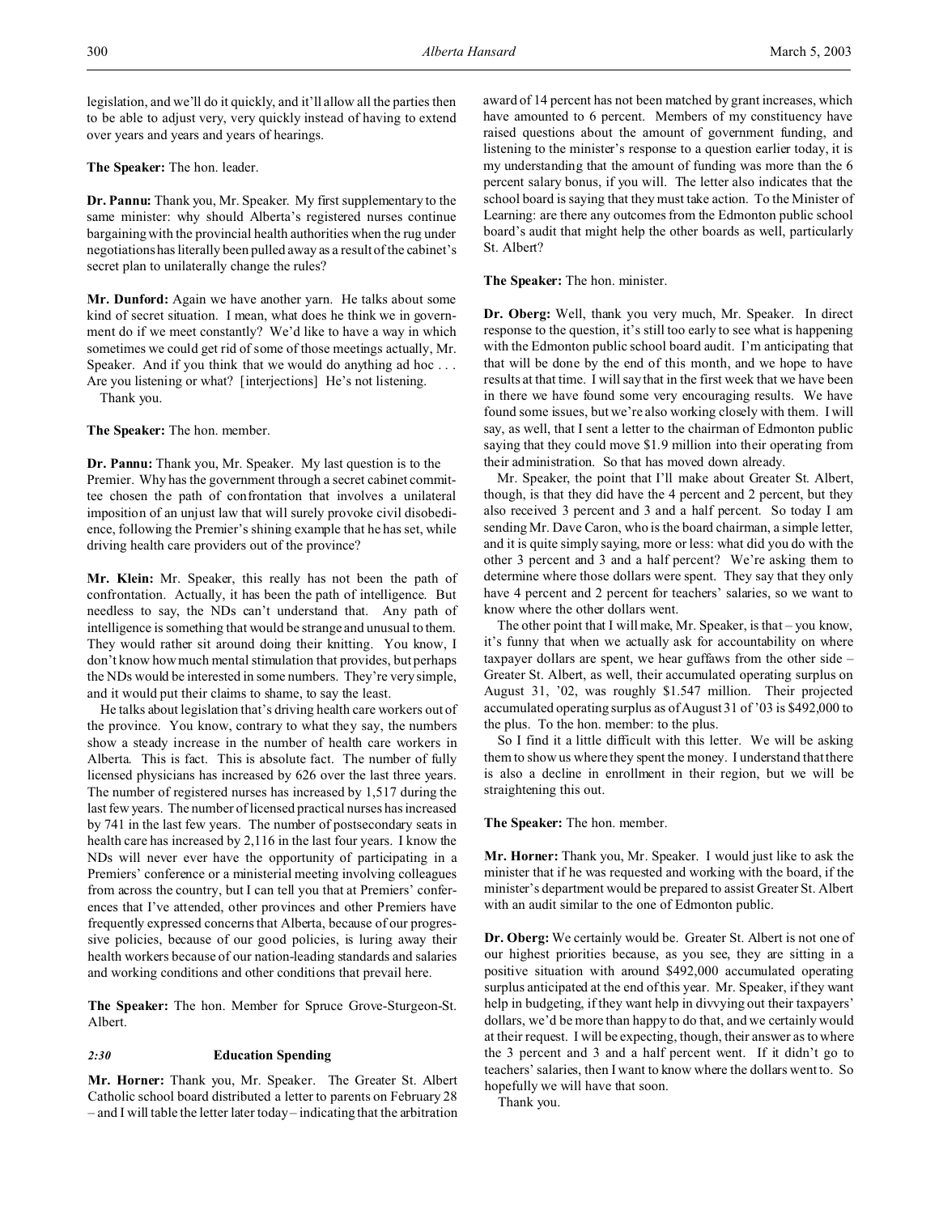legislation, and we'll do it quickly, and it'll allow all the parties then to be able to adjust very, very quickly instead of having to extend over years and years and years of hearings.

**The Speaker:** The hon. leader.

**Dr. Pannu:** Thank you, Mr. Speaker. My first supplementary to the same minister: why should Alberta's registered nurses continue bargaining with the provincial health authorities when the rug under negotiations has literally been pulled away as a result of the cabinet's secret plan to unilaterally change the rules?

**Mr. Dunford:** Again we have another yarn. He talks about some kind of secret situation. I mean, what does he think we in government do if we meet constantly? We'd like to have a way in which sometimes we could get rid of some of those meetings actually, Mr. Speaker. And if you think that we would do anything ad hoc . . . Are you listening or what? [interjections] He's not listening.

Thank you.

**The Speaker:** The hon. member.

**Dr. Pannu:** Thank you, Mr. Speaker. My last question is to the Premier. Why has the government through a secret cabinet committee chosen the path of confrontation that involves a unilateral imposition of an unjust law that will surely provoke civil disobedience, following the Premier's shining example that he has set, while driving health care providers out of the province?

**Mr. Klein:** Mr. Speaker, this really has not been the path of confrontation. Actually, it has been the path of intelligence. But needless to say, the NDs can't understand that. Any path of intelligence is something that would be strange and unusual to them. They would rather sit around doing their knitting. You know, I don't know how much mental stimulation that provides, but perhaps the NDs would be interested in some numbers. They're very simple, and it would put their claims to shame, to say the least.

He talks about legislation that's driving health care workers out of the province. You know, contrary to what they say, the numbers show a steady increase in the number of health care workers in Alberta. This is fact. This is absolute fact. The number of fully licensed physicians has increased by 626 over the last three years. The number of registered nurses has increased by 1,517 during the last few years. The number of licensed practical nurses has increased by 741 in the last few years. The number of postsecondary seats in health care has increased by 2,116 in the last four years. I know the NDs will never ever have the opportunity of participating in a Premiers' conference or a ministerial meeting involving colleagues from across the country, but I can tell you that at Premiers' conferences that I've attended, other provinces and other Premiers have frequently expressed concerns that Alberta, because of our progressive policies, because of our good policies, is luring away their health workers because of our nation-leading standards and salaries and working conditions and other conditions that prevail here.

**The Speaker:** The hon. Member for Spruce Grove-Sturgeon-St. Albert.

### *2:30* Education Spending

**Mr. Horner:** Thank you, Mr. Speaker. The Greater St. Albert Catholic school board distributed a letter to parents on February 28 – and I will table the letter later today – indicating that the arbitration award of 14 percent has not been matched by grant increases, which have amounted to 6 percent. Members of my constituency have raised questions about the amount of government funding, and listening to the minister's response to a question earlier today, it is my understanding that the amount of funding was more than the 6 percent salary bonus, if you will. The letter also indicates that the school board is saying that they must take action. To the Minister of Learning: are there any outcomes from the Edmonton public school board's audit that might help the other boards as well, particularly St. Albert?

**The Speaker:** The hon. minister.

**Dr. Oberg:** Well, thank you very much, Mr. Speaker. In direct response to the question, it's still too early to see what is happening with the Edmonton public school board audit. I'm anticipating that that will be done by the end of this month, and we hope to have results at that time. I will say that in the first week that we have been in there we have found some very encouraging results. We have found some issues, but we're also working closely with them. I will say, as well, that I sent a letter to the chairman of Edmonton public saying that they could move $1.9 million into their operating from their administration. So that has moved down already.

Mr. Speaker, the point that I'll make about Greater St. Albert, though, is that they did have the 4 percent and 2 percent, but they also received 3 percent and 3 and a half percent. So today I am sending Mr. Dave Caron, who is the board chairman, a simple letter, and it is quite simply saying, more or less: what did you do with the other 3 percent and 3 and a half percent? We're asking them to determine where those dollars were spent. They say that they only have 4 percent and 2 percent for teachers' salaries, so we want to know where the other dollars went.

The other point that I will make, Mr. Speaker, is that – you know, it's funny that when we actually ask for accountability on where taxpayer dollars are spent, we hear guffaws from the other side – Greater St. Albert, as well, their accumulated operating surplus on August 31, '02, was roughly $1.547 million. Their projected accumulated operating surplus as of August 31 of '03 is $492,000 to the plus. To the hon. member: to the plus.

So I find it a little difficult with this letter. We will be asking them to show us where they spent the money. I understand that there is also a decline in enrollment in their region, but we will be straightening this out.

**The Speaker:** The hon. member.

**Mr. Horner:** Thank you, Mr. Speaker. I would just like to ask the minister that if he was requested and working with the board, if the minister's department would be prepared to assist Greater St. Albert with an audit similar to the one of Edmonton public.

**Dr. Oberg:** We certainly would be. Greater St. Albert is not one of our highest priorities because, as you see, they are sitting in a positive situation with around $492,000 accumulated operating surplus anticipated at the end of this year. Mr. Speaker, if they want help in budgeting, if they want help in divvying out their taxpayers' dollars, we'd be more than happy to do that, and we certainly would at their request. I will be expecting, though, their answer as to where the 3 percent and 3 and a half percent went. If it didn't go to teachers' salaries, then I want to know where the dollars went to. So hopefully we will have that soon.

Thank you.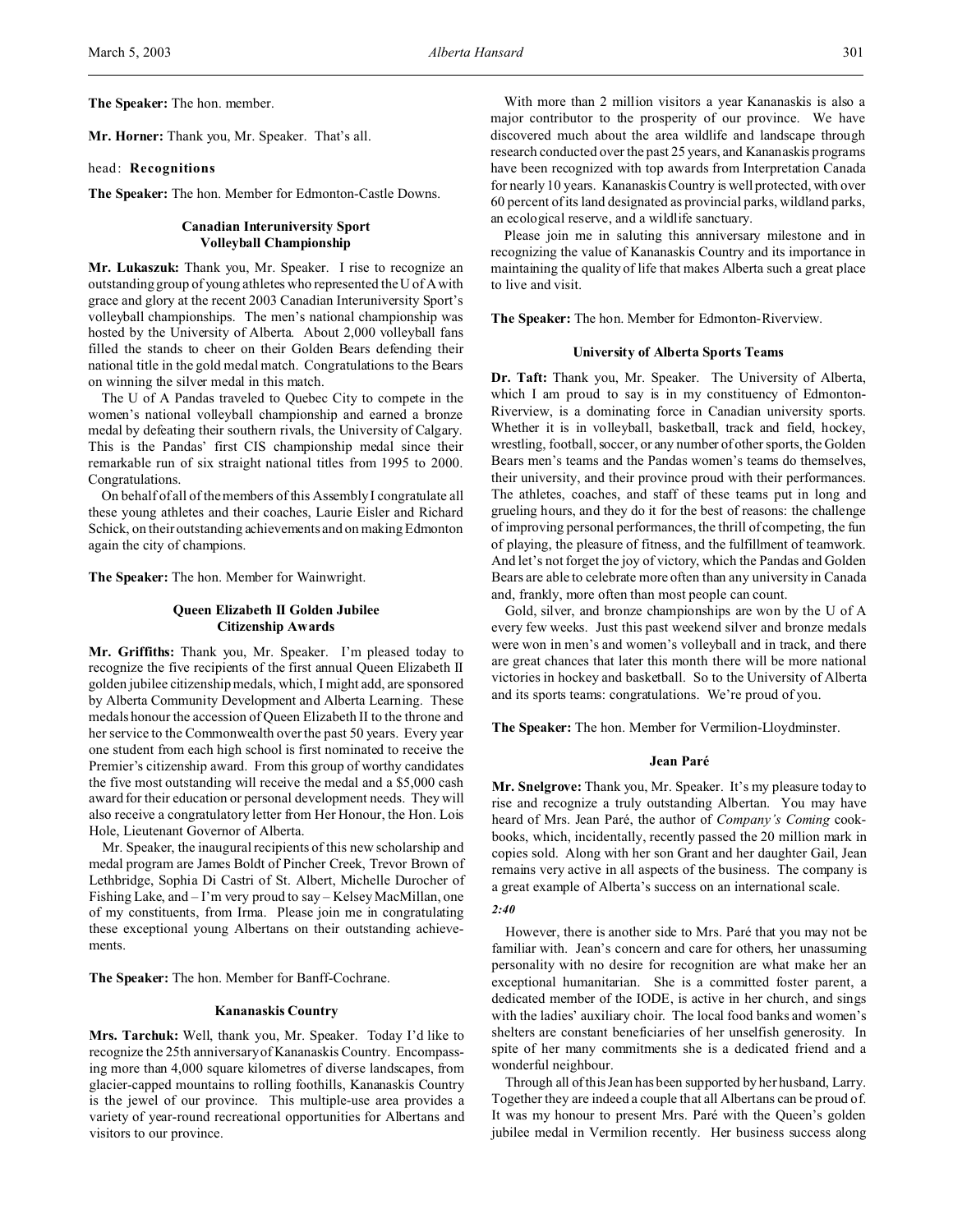**The Speaker:** The hon. member.

**Mr. Horner:** Thank you, Mr. Speaker. That's all.

head: **Recognitions**

**The Speaker:** The hon. Member for Edmonton-Castle Downs.

### Canadian Interuniversity Sport Volleyball Championship

**Mr. Lukaszuk:** Thank you, Mr. Speaker. I rise to recognize an outstanding group of young athletes who represented the U of A with grace and glory at the recent 2003 Canadian Interuniversity Sport's volleyball championships. The men's national championship was hosted by the University of Alberta. About 2,000 volleyball fans filled the stands to cheer on their Golden Bears defending their national title in the gold medal match. Congratulations to the Bears on winning the silver medal in this match.

The U of A Pandas traveled to Quebec City to compete in the women's national volleyball championship and earned a bronze medal by defeating their southern rivals, the University of Calgary. This is the Pandas' first CIS championship medal since their remarkable run of six straight national titles from 1995 to 2000. Congratulations.

On behalf of all of the members of this Assembly I congratulate all these young athletes and their coaches, Laurie Eisler and Richard Schick, on their outstanding achievements and on making Edmonton again the city of champions.

**The Speaker:** The hon. Member for Wainwright.

### Queen Elizabeth II Golden Jubilee Citizenship Awards

**Mr. Griffiths:** Thank you, Mr. Speaker. I'm pleased today to recognize the five recipients of the first annual Queen Elizabeth II golden jubilee citizenship medals, which, I might add, are sponsored by Alberta Community Development and Alberta Learning. These medals honour the accession of Queen Elizabeth II to the throne and her service to the Commonwealth over the past 50 years. Every year one student from each high school is first nominated to receive the Premier's citizenship award. From this group of worthy candidates the five most outstanding will receive the medal and a $5,000 cash award for their education or personal development needs. They will also receive a congratulatory letter from Her Honour, the Hon. Lois Hole, Lieutenant Governor of Alberta.

Mr. Speaker, the inaugural recipients of this new scholarship and medal program are James Boldt of Pincher Creek, Trevor Brown of Lethbridge, Sophia Di Castri of St. Albert, Michelle Durocher of Fishing Lake, and – I'm very proud to say – Kelsey MacMillan, one of my constituents, from Irma. Please join me in congratulating these exceptional young Albertans on their outstanding achievements.

**The Speaker:** The hon. Member for Banff-Cochrane.

### Kananaskis Country

**Mrs. Tarchuk:** Well, thank you, Mr. Speaker. Today I'd like to recognize the 25th anniversary of Kananaskis Country. Encompassing more than 4,000 square kilometres of diverse landscapes, from glacier-capped mountains to rolling foothills, Kananaskis Country is the jewel of our province. This multiple-use area provides a variety of year-round recreational opportunities for Albertans and visitors to our province.

With more than 2 million visitors a year Kananaskis is also a major contributor to the prosperity of our province. We have discovered much about the area wildlife and landscape through research conducted over the past 25 years, and Kananaskis programs have been recognized with top awards from Interpretation Canada for nearly 10 years. Kananaskis Country is well protected, with over 60 percent of its land designated as provincial parks, wildland parks, an ecological reserve, and a wildlife sanctuary.

Please join me in saluting this anniversary milestone and in recognizing the value of Kananaskis Country and its importance in maintaining the quality of life that makes Alberta such a great place to live and visit.

**The Speaker:** The hon. Member for Edmonton-Riverview.

### University of Alberta Sports Teams

**Dr. Taft:** Thank you, Mr. Speaker. The University of Alberta, which I am proud to say is in my constituency of Edmonton-Riverview, is a dominating force in Canadian university sports. Whether it is in volleyball, basketball, track and field, hockey, wrestling, football, soccer, or any number of other sports, the Golden Bears men's teams and the Pandas women's teams do themselves, their university, and their province proud with their performances. The athletes, coaches, and staff of these teams put in long and grueling hours, and they do it for the best of reasons: the challenge of improving personal performances, the thrill of competing, the fun of playing, the pleasure of fitness, and the fulfillment of teamwork. And let's not forget the joy of victory, which the Pandas and Golden Bears are able to celebrate more often than any university in Canada and, frankly, more often than most people can count.

Gold, silver, and bronze championships are won by the U of A every few weeks. Just this past weekend silver and bronze medals were won in men's and women's volleyball and in track, and there are great chances that later this month there will be more national victories in hockey and basketball. So to the University of Alberta and its sports teams: congratulations. We're proud of you.

**The Speaker:** The hon. Member for Vermilion-Lloydminster.

### Jean Paré

**Mr. Snelgrove:** Thank you, Mr. Speaker. It's my pleasure today to rise and recognize a truly outstanding Albertan. You may have heard of Mrs. Jean Paré, the author of *Company's Coming* cookbooks, which, incidentally, recently passed the 20 million mark in copies sold. Along with her son Grant and her daughter Gail, Jean remains very active in all aspects of the business. The company is a great example of Alberta's success on an international scale.

*2:40*

However, there is another side to Mrs. Paré that you may not be familiar with. Jean's concern and care for others, her unassuming personality with no desire for recognition are what make her an exceptional humanitarian. She is a committed foster parent, a dedicated member of the IODE, is active in her church, and sings with the ladies' auxiliary choir. The local food banks and women's shelters are constant beneficiaries of her unselfish generosity. In spite of her many commitments she is a dedicated friend and a wonderful neighbour.

Through all of this Jean has been supported by her husband, Larry. Together they are indeed a couple that all Albertans can be proud of. It was my honour to present Mrs. Paré with the Queen's golden jubilee medal in Vermilion recently. Her business success along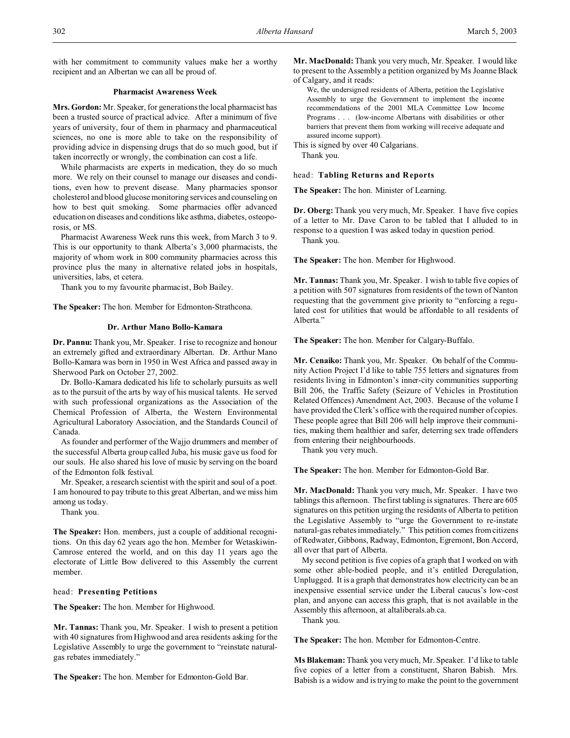with her commitment to community values make her a worthy recipient and an Albertan we can all be proud of.

### Pharmacist Awareness Week

**Mrs. Gordon:** Mr. Speaker, for generations the local pharmacist has been a trusted source of practical advice. After a minimum of five years of university, four of them in pharmacy and pharmaceutical sciences, no one is more able to take on the responsibility of providing advice in dispensing drugs that do so much good, but if taken incorrectly or wrongly, the combination can cost a life.

While pharmacists are experts in medication, they do so much more. We rely on their counsel to manage our diseases and conditions, even how to prevent disease. Many pharmacies sponsor cholesterol and blood glucose monitoring services and counseling on how to best quit smoking. Some pharmacies offer advanced education on diseases and conditions like asthma, diabetes, osteoporosis, or MS.

Pharmacist Awareness Week runs this week, from March 3 to 9. This is our opportunity to thank Alberta's 3,000 pharmacists, the majority of whom work in 800 community pharmacies across this province plus the many in alternative related jobs in hospitals, universities, labs, et cetera.

Thank you to my favourite pharmacist, Bob Bailey.

**The Speaker:** The hon. Member for Edmonton-Strathcona.

### Dr. Arthur Mano Bollo-Kamara

**Dr. Pannu:** Thank you, Mr. Speaker. I rise to recognize and honour an extremely gifted and extraordinary Albertan. Dr. Arthur Mano Bollo-Kamara was born in 1950 in West Africa and passed away in Sherwood Park on October 27, 2002.

Dr. Bollo-Kamara dedicated his life to scholarly pursuits as well as to the pursuit of the arts by way of his musical talents. He served with such professional organizations as the Association of the Chemical Profession of Alberta, the Western Environmental Agricultural Laboratory Association, and the Standards Council of Canada.

As founder and performer of the Wajjo drummers and member of the successful Alberta group called Juba, his music gave us food for our souls. He also shared his love of music by serving on the board of the Edmonton folk festival.

Mr. Speaker, a research scientist with the spirit and soul of a poet. I am honoured to pay tribute to this great Albertan, and we miss him among us today.

Thank you.

**The Speaker:** Hon. members, just a couple of additional recognitions. On this day 62 years ago the hon. Member for Wetaskiwin-Camrose entered the world, and on this day 11 years ago the electorate of Little Bow delivered to this Assembly the current member.

head: **Presenting Petitions**

**The Speaker:** The hon. Member for Highwood.

**Mr. Tannas:** Thank you, Mr. Speaker. I wish to present a petition with 40 signatures from Highwood and area residents asking for the Legislative Assembly to urge the government to "reinstate natural-gas rebates immediately."

**The Speaker:** The hon. Member for Edmonton-Gold Bar.

**Mr. MacDonald:** Thank you very much, Mr. Speaker. I would like to present to the Assembly a petition organized by Ms Joanne Black of Calgary, and it reads:

> We, the undersigned residents of Alberta, petition the Legislative Assembly to urge the Government to implement the income recommendations of the 2001 MLA Committee Low Income Programs . . . (low-income Albertans with disabilities or other barriers that prevent them from working will receive adequate and assured income support).

This is signed by over 40 Calgarians.

Thank you.

head: **Tabling Returns and Reports**

**The Speaker:** The hon. Minister of Learning.

**Dr. Oberg:** Thank you very much, Mr. Speaker. I have five copies of a letter to Mr. Dave Caron to be tabled that I alluded to in response to a question I was asked today in question period.

Thank you.

**The Speaker:** The hon. Member for Highwood.

**Mr. Tannas:** Thank you, Mr. Speaker. I wish to table five copies of a petition with 507 signatures from residents of the town of Nanton requesting that the government give priority to "enforcing a regulated cost for utilities that would be affordable to all residents of Alberta."

**The Speaker:** The hon. Member for Calgary-Buffalo.

**Mr. Cenaiko:** Thank you, Mr. Speaker. On behalf of the Community Action Project I'd like to table 755 letters and signatures from residents living in Edmonton's inner-city communities supporting Bill 206, the Traffic Safety (Seizure of Vehicles in Prostitution Related Offences) Amendment Act, 2003. Because of the volume I have provided the Clerk's office with the required number of copies. These people agree that Bill 206 will help improve their communities, making them healthier and safer, deterring sex trade offenders from entering their neighbourhoods.

Thank you very much.

**The Speaker:** The hon. Member for Edmonton-Gold Bar.

**Mr. MacDonald:** Thank you very much, Mr. Speaker. I have two tablings this afternoon. The first tabling is signatures. There are 605 signatures on this petition urging the residents of Alberta to petition the Legislative Assembly to "urge the Government to re-instate natural-gas rebates immediately." This petition comes from citizens of Redwater, Gibbons, Radway, Edmonton, Egremont, Bon Accord, all over that part of Alberta.

My second petition is five copies of a graph that I worked on with some other able-bodied people, and it's entitled Deregulation, Unplugged. It is a graph that demonstrates how electricity can be an inexpensive essential service under the Liberal caucus's low-cost plan, and anyone can access this graph, that is not available in the Assembly this afternoon, at altaliberals.ab.ca.

Thank you.

**The Speaker:** The hon. Member for Edmonton-Centre.

**Ms Blakeman:** Thank you very much, Mr. Speaker. I'd like to table five copies of a letter from a constituent, Sharon Babish. Mrs. Babish is a widow and is trying to make the point to the government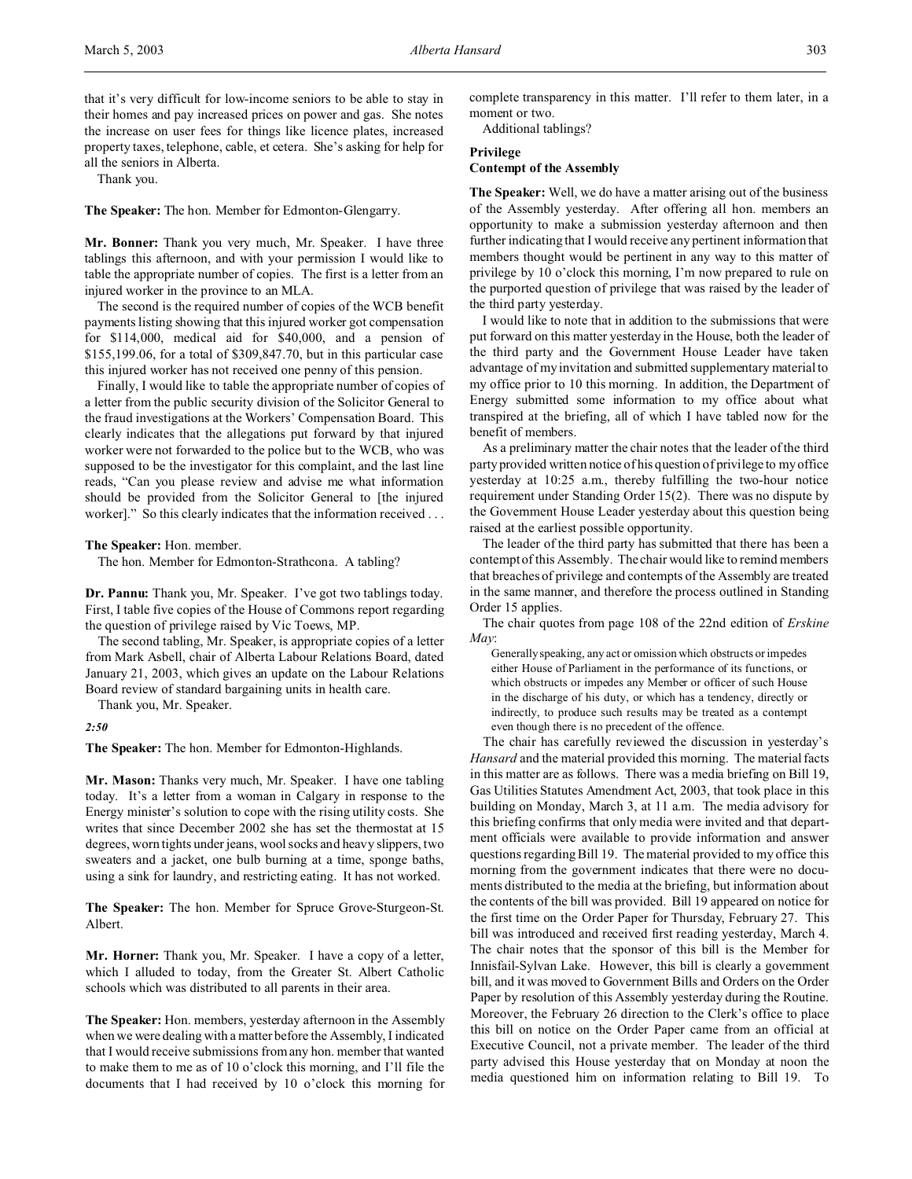that it's very difficult for low-income seniors to be able to stay in their homes and pay increased prices on power and gas. She notes the increase on user fees for things like licence plates, increased property taxes, telephone, cable, et cetera. She's asking for help for all the seniors in Alberta.

Thank you.

**The Speaker:** The hon. Member for Edmonton-Glengarry.

**Mr. Bonner:** Thank you very much, Mr. Speaker. I have three tablings this afternoon, and with your permission I would like to table the appropriate number of copies. The first is a letter from an injured worker in the province to an MLA.

The second is the required number of copies of the WCB benefit payments listing showing that this injured worker got compensation for $114,000, medical aid for $40,000, and a pension of $155,199.06, for a total of $309,847.70, but in this particular case this injured worker has not received one penny of this pension.

Finally, I would like to table the appropriate number of copies of a letter from the public security division of the Solicitor General to the fraud investigations at the Workers' Compensation Board. This clearly indicates that the allegations put forward by that injured worker were not forwarded to the police but to the WCB, who was supposed to be the investigator for this complaint, and the last line reads, "Can you please review and advise me what information should be provided from the Solicitor General to [the injured worker]." So this clearly indicates that the information received . . .

**The Speaker:** Hon. member.

The hon. Member for Edmonton-Strathcona. A tabling?

**Dr. Pannu:** Thank you, Mr. Speaker. I've got two tablings today. First, I table five copies of the House of Commons report regarding the question of privilege raised by Vic Toews, MP.

The second tabling, Mr. Speaker, is appropriate copies of a letter from Mark Asbell, chair of Alberta Labour Relations Board, dated January 21, 2003, which gives an update on the Labour Relations Board review of standard bargaining units in health care.

Thank you, Mr. Speaker.

*2:50*

**The Speaker:** The hon. Member for Edmonton-Highlands.

**Mr. Mason:** Thanks very much, Mr. Speaker. I have one tabling today. It's a letter from a woman in Calgary in response to the Energy minister's solution to cope with the rising utility costs. She writes that since December 2002 she has set the thermostat at 15 degrees, worn tights under jeans, wool socks and heavy slippers, two sweaters and a jacket, one bulb burning at a time, sponge baths, using a sink for laundry, and restricting eating. It has not worked.

**The Speaker:** The hon. Member for Spruce Grove-Sturgeon-St. Albert.

**Mr. Horner:** Thank you, Mr. Speaker. I have a copy of a letter, which I alluded to today, from the Greater St. Albert Catholic schools which was distributed to all parents in their area.

**The Speaker:** Hon. members, yesterday afternoon in the Assembly when we were dealing with a matter before the Assembly, I indicated that I would receive submissions from any hon. member that wanted to make them to me as of 10 o'clock this morning, and I'll file the documents that I had received by 10 o'clock this morning for complete transparency in this matter. I'll refer to them later, in a moment or two.

Additional tablings?

### Privilege
### Contempt of the Assembly

**The Speaker:** Well, we do have a matter arising out of the business of the Assembly yesterday. After offering all hon. members an opportunity to make a submission yesterday afternoon and then further indicating that I would receive any pertinent information that members thought would be pertinent in any way to this matter of privilege by 10 o'clock this morning, I'm now prepared to rule on the purported question of privilege that was raised by the leader of the third party yesterday.

I would like to note that in addition to the submissions that were put forward on this matter yesterday in the House, both the leader of the third party and the Government House Leader have taken advantage of my invitation and submitted supplementary material to my office prior to 10 this morning. In addition, the Department of Energy submitted some information to my office about what transpired at the briefing, all of which I have tabled now for the benefit of members.

As a preliminary matter the chair notes that the leader of the third party provided written notice of his question of privilege to my office yesterday at 10:25 a.m., thereby fulfilling the two-hour notice requirement under Standing Order 15(2). There was no dispute by the Government House Leader yesterday about this question being raised at the earliest possible opportunity.

The leader of the third party has submitted that there has been a contempt of this Assembly. The chair would like to remind members that breaches of privilege and contempts of the Assembly are treated in the same manner, and therefore the process outlined in Standing Order 15 applies.

The chair quotes from page 108 of the 22nd edition of *Erskine May*:

> Generally speaking, any act or omission which obstructs or impedes either House of Parliament in the performance of its functions, or which obstructs or impedes any Member or officer of such House in the discharge of his duty, or which has a tendency, directly or indirectly, to produce such results may be treated as a contempt even though there is no precedent of the offence.

The chair has carefully reviewed the discussion in yesterday's *Hansard* and the material provided this morning. The material facts in this matter are as follows. There was a media briefing on Bill 19, Gas Utilities Statutes Amendment Act, 2003, that took place in this building on Monday, March 3, at 11 a.m. The media advisory for this briefing confirms that only media were invited and that department officials were available to provide information and answer questions regarding Bill 19. The material provided to my office this morning from the government indicates that there were no documents distributed to the media at the briefing, but information about the contents of the bill was provided. Bill 19 appeared on notice for the first time on the Order Paper for Thursday, February 27. This bill was introduced and received first reading yesterday, March 4. The chair notes that the sponsor of this bill is the Member for Innisfail-Sylvan Lake. However, this bill is clearly a government bill, and it was moved to Government Bills and Orders on the Order Paper by resolution of this Assembly yesterday during the Routine. Moreover, the February 26 direction to the Clerk's office to place this bill on notice on the Order Paper came from an official at Executive Council, not a private member. The leader of the third party advised this House yesterday that on Monday at noon the media questioned him on information relating to Bill 19. To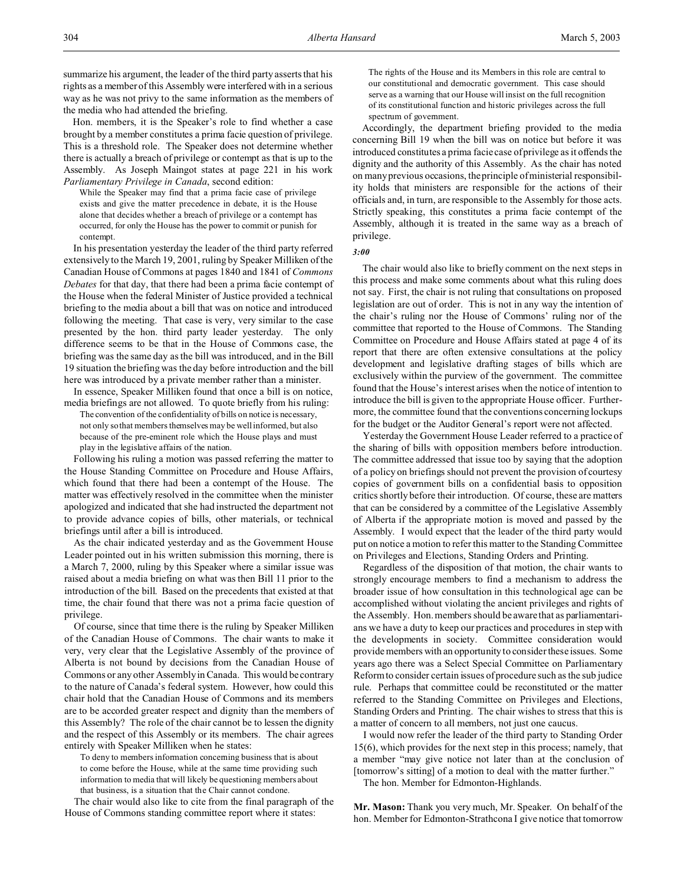summarize his argument, the leader of the third party asserts that his rights as a member of this Assembly were interfered with in a serious way as he was not privy to the same information as the members of the media who had attended the briefing.

Hon. members, it is the Speaker's role to find whether a case brought by a member constitutes a prima facie question of privilege. This is a threshold role. The Speaker does not determine whether there is actually a breach of privilege or contempt as that is up to the Assembly. As Joseph Maingot states at page 221 in his work *Parliamentary Privilege in Canada*, second edition:

> While the Speaker may find that a prima facie case of privilege exists and give the matter precedence in debate, it is the House alone that decides whether a breach of privilege or a contempt has occurred, for only the House has the power to commit or punish for contempt.

In his presentation yesterday the leader of the third party referred extensively to the March 19, 2001, ruling by Speaker Milliken of the Canadian House of Commons at pages 1840 and 1841 of *Commons Debates* for that day, that there had been a prima facie contempt of the House when the federal Minister of Justice provided a technical briefing to the media about a bill that was on notice and introduced following the meeting. That case is very, very similar to the case presented by the hon. third party leader yesterday. The only difference seems to be that in the House of Commons case, the briefing was the same day as the bill was introduced, and in the Bill 19 situation the briefing was the day before introduction and the bill here was introduced by a private member rather than a minister.

In essence, Speaker Milliken found that once a bill is on notice, media briefings are not allowed. To quote briefly from his ruling:

> The convention of the confidentiality of bills on notice is necessary, not only so that members themselves may be well informed, but also because of the pre-eminent role which the House plays and must play in the legislative affairs of the nation.

Following his ruling a motion was passed referring the matter to the House Standing Committee on Procedure and House Affairs, which found that there had been a contempt of the House. The matter was effectively resolved in the committee when the minister apologized and indicated that she had instructed the department not to provide advance copies of bills, other materials, or technical briefings until after a bill is introduced.

As the chair indicated yesterday and as the Government House Leader pointed out in his written submission this morning, there is a March 7, 2000, ruling by this Speaker where a similar issue was raised about a media briefing on what was then Bill 11 prior to the introduction of the bill. Based on the precedents that existed at that time, the chair found that there was not a prima facie question of privilege.

Of course, since that time there is the ruling by Speaker Milliken of the Canadian House of Commons. The chair wants to make it very, very clear that the Legislative Assembly of the province of Alberta is not bound by decisions from the Canadian House of Commons or any other Assembly in Canada. This would be contrary to the nature of Canada's federal system. However, how could this chair hold that the Canadian House of Commons and its members are to be accorded greater respect and dignity than the members of this Assembly? The role of the chair cannot be to lessen the dignity and the respect of this Assembly or its members. The chair agrees entirely with Speaker Milliken when he states:

> To deny to members information concerning business that is about to come before the House, while at the same time providing such information to media that will likely be questioning members about that business, is a situation that the Chair cannot condone.

The chair would also like to cite from the final paragraph of the House of Commons standing committee report where it states:

> The rights of the House and its Members in this role are central to our constitutional and democratic government. This case should serve as a warning that our House will insist on the full recognition of its constitutional function and historic privileges across the full spectrum of government.

Accordingly, the department briefing provided to the media concerning Bill 19 when the bill was on notice but before it was introduced constitutes a prima facie case of privilege as it offends the dignity and the authority of this Assembly. As the chair has noted on many previous occasions, the principle of ministerial responsibility holds that ministers are responsible for the actions of their officials and, in turn, are responsible to the Assembly for those acts. Strictly speaking, this constitutes a prima facie contempt of the Assembly, although it is treated in the same way as a breach of privilege.

*3:00*

The chair would also like to briefly comment on the next steps in this process and make some comments about what this ruling does not say. First, the chair is not ruling that consultations on proposed legislation are out of order. This is not in any way the intention of the chair's ruling nor the House of Commons' ruling nor of the committee that reported to the House of Commons. The Standing Committee on Procedure and House Affairs stated at page 4 of its report that there are often extensive consultations at the policy development and legislative drafting stages of bills which are exclusively within the purview of the government. The committee found that the House's interest arises when the notice of intention to introduce the bill is given to the appropriate House officer. Furthermore, the committee found that the conventions concerning lockups for the budget or the Auditor General's report were not affected.

Yesterday the Government House Leader referred to a practice of the sharing of bills with opposition members before introduction. The committee addressed that issue too by saying that the adoption of a policy on briefings should not prevent the provision of courtesy copies of government bills on a confidential basis to opposition critics shortly before their introduction. Of course, these are matters that can be considered by a committee of the Legislative Assembly of Alberta if the appropriate motion is moved and passed by the Assembly. I would expect that the leader of the third party would put on notice a motion to refer this matter to the Standing Committee on Privileges and Elections, Standing Orders and Printing.

Regardless of the disposition of that motion, the chair wants to strongly encourage members to find a mechanism to address the broader issue of how consultation in this technological age can be accomplished without violating the ancient privileges and rights of the Assembly. Hon. members should be aware that as parliamentarians we have a duty to keep our practices and procedures in step with the developments in society. Committee consideration would provide members with an opportunity to consider these issues. Some years ago there was a Select Special Committee on Parliamentary Reform to consider certain issues of procedure such as the sub judice rule. Perhaps that committee could be reconstituted or the matter referred to the Standing Committee on Privileges and Elections, Standing Orders and Printing. The chair wishes to stress that this is a matter of concern to all members, not just one caucus.

I would now refer the leader of the third party to Standing Order 15(6), which provides for the next step in this process; namely, that a member "may give notice not later than at the conclusion of [tomorrow's sitting] of a motion to deal with the matter further."

The hon. Member for Edmonton-Highlands.

**Mr. Mason:** Thank you very much, Mr. Speaker. On behalf of the hon. Member for Edmonton-Strathcona I give notice that tomorrow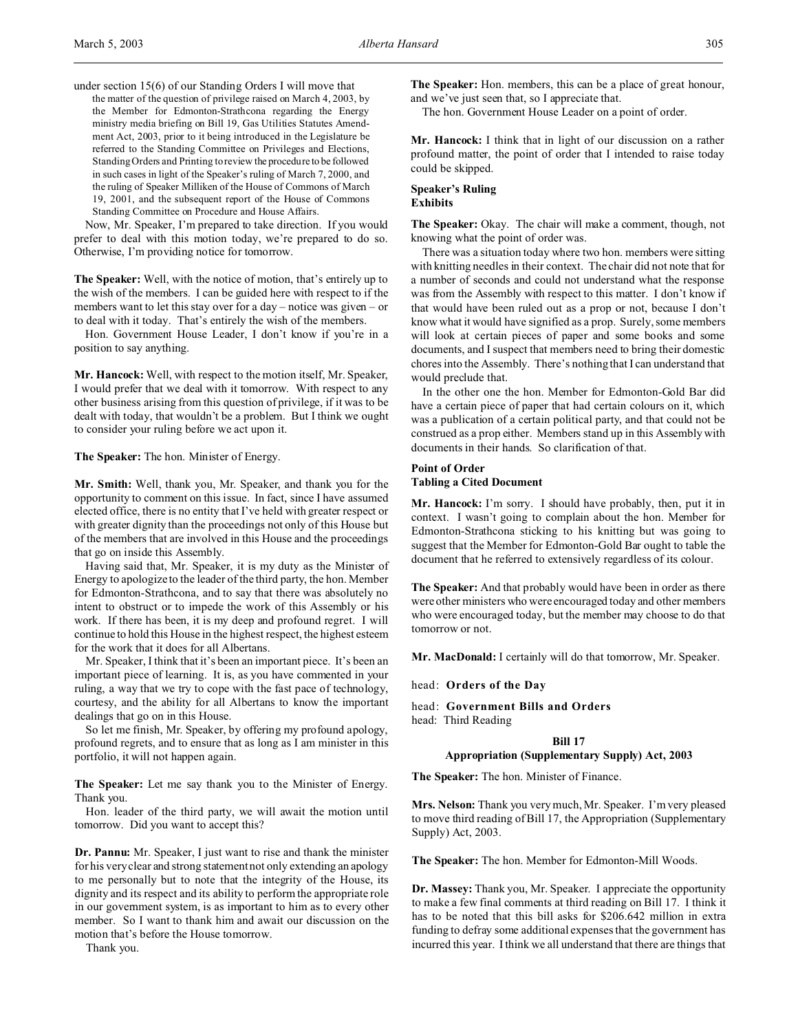under section 15(6) of our Standing Orders I will move that

> the matter of the question of privilege raised on March 4, 2003, by the Member for Edmonton-Strathcona regarding the Energy ministry media briefing on Bill 19, Gas Utilities Statutes Amendment Act, 2003, prior to it being introduced in the Legislature be referred to the Standing Committee on Privileges and Elections, Standing Orders and Printing to review the procedure to be followed in such cases in light of the Speaker's ruling of March 7, 2000, and the ruling of Speaker Milliken of the House of Commons of March 19, 2001, and the subsequent report of the House of Commons Standing Committee on Procedure and House Affairs.

Now, Mr. Speaker, I'm prepared to take direction. If you would prefer to deal with this motion today, we're prepared to do so. Otherwise, I'm providing notice for tomorrow.

**The Speaker:** Well, with the notice of motion, that's entirely up to the wish of the members. I can be guided here with respect to if the members want to let this stay over for a day – notice was given – or to deal with it today. That's entirely the wish of the members.

Hon. Government House Leader, I don't know if you're in a position to say anything.

**Mr. Hancock:** Well, with respect to the motion itself, Mr. Speaker, I would prefer that we deal with it tomorrow. With respect to any other business arising from this question of privilege, if it was to be dealt with today, that wouldn't be a problem. But I think we ought to consider your ruling before we act upon it.

**The Speaker:** The hon. Minister of Energy.

**Mr. Smith:** Well, thank you, Mr. Speaker, and thank you for the opportunity to comment on this issue. In fact, since I have assumed elected office, there is no entity that I've held with greater respect or with greater dignity than the proceedings not only of this House but of the members that are involved in this House and the proceedings that go on inside this Assembly.

Having said that, Mr. Speaker, it is my duty as the Minister of Energy to apologize to the leader of the third party, the hon. Member for Edmonton-Strathcona, and to say that there was absolutely no intent to obstruct or to impede the work of this Assembly or his work. If there has been, it is my deep and profound regret. I will continue to hold this House in the highest respect, the highest esteem for the work that it does for all Albertans.

Mr. Speaker, I think that it's been an important piece. It's been an important piece of learning. It is, as you have commented in your ruling, a way that we try to cope with the fast pace of technology, courtesy, and the ability for all Albertans to know the important dealings that go on in this House.

So let me finish, Mr. Speaker, by offering my profound apology, profound regrets, and to ensure that as long as I am minister in this portfolio, it will not happen again.

**The Speaker:** Let me say thank you to the Minister of Energy. Thank you.

Hon. leader of the third party, we will await the motion until tomorrow. Did you want to accept this?

**Dr. Pannu:** Mr. Speaker, I just want to rise and thank the minister for his very clear and strong statement not only extending an apology to me personally but to note that the integrity of the House, its dignity and its respect and its ability to perform the appropriate role in our government system, is as important to him as to every other member. So I want to thank him and await our discussion on the motion that's before the House tomorrow.

Thank you.

**The Speaker:** Hon. members, this can be a place of great honour, and we've just seen that, so I appreciate that.

The hon. Government House Leader on a point of order.

**Mr. Hancock:** I think that in light of our discussion on a rather profound matter, the point of order that I intended to raise today could be skipped.

### Speaker's Ruling
### Exhibits

**The Speaker:** Okay. The chair will make a comment, though, not knowing what the point of order was.

There was a situation today where two hon. members were sitting with knitting needles in their context. The chair did not note that for a number of seconds and could not understand what the response was from the Assembly with respect to this matter. I don't know if that would have been ruled out as a prop or not, because I don't know what it would have signified as a prop. Surely, some members will look at certain pieces of paper and some books and some documents, and I suspect that members need to bring their domestic chores into the Assembly. There's nothing that I can understand that would preclude that.

In the other one the hon. Member for Edmonton-Gold Bar did have a certain piece of paper that had certain colours on it, which was a publication of a certain political party, and that could not be construed as a prop either. Members stand up in this Assembly with documents in their hands. So clarification of that.

### Point of Order
### Tabling a Cited Document

**Mr. Hancock:** I'm sorry. I should have probably, then, put it in context. I wasn't going to complain about the hon. Member for Edmonton-Strathcona sticking to his knitting but was going to suggest that the Member for Edmonton-Gold Bar ought to table the document that he referred to extensively regardless of its colour.

**The Speaker:** And that probably would have been in order as there were other ministers who were encouraged today and other members who were encouraged today, but the member may choose to do that tomorrow or not.

**Mr. MacDonald:** I certainly will do that tomorrow, Mr. Speaker.

head: **Orders of the Day**

head: **Government Bills and Orders**

head: Third Reading

### Bill 17
### Appropriation (Supplementary Supply) Act, 2003

**The Speaker:** The hon. Minister of Finance.

**Mrs. Nelson:** Thank you very much, Mr. Speaker. I'm very pleased to move third reading of Bill 17, the Appropriation (Supplementary Supply) Act, 2003.

**The Speaker:** The hon. Member for Edmonton-Mill Woods.

**Dr. Massey:** Thank you, Mr. Speaker. I appreciate the opportunity to make a few final comments at third reading on Bill 17. I think it has to be noted that this bill asks for $206.642 million in extra funding to defray some additional expenses that the government has incurred this year. I think we all understand that there are things that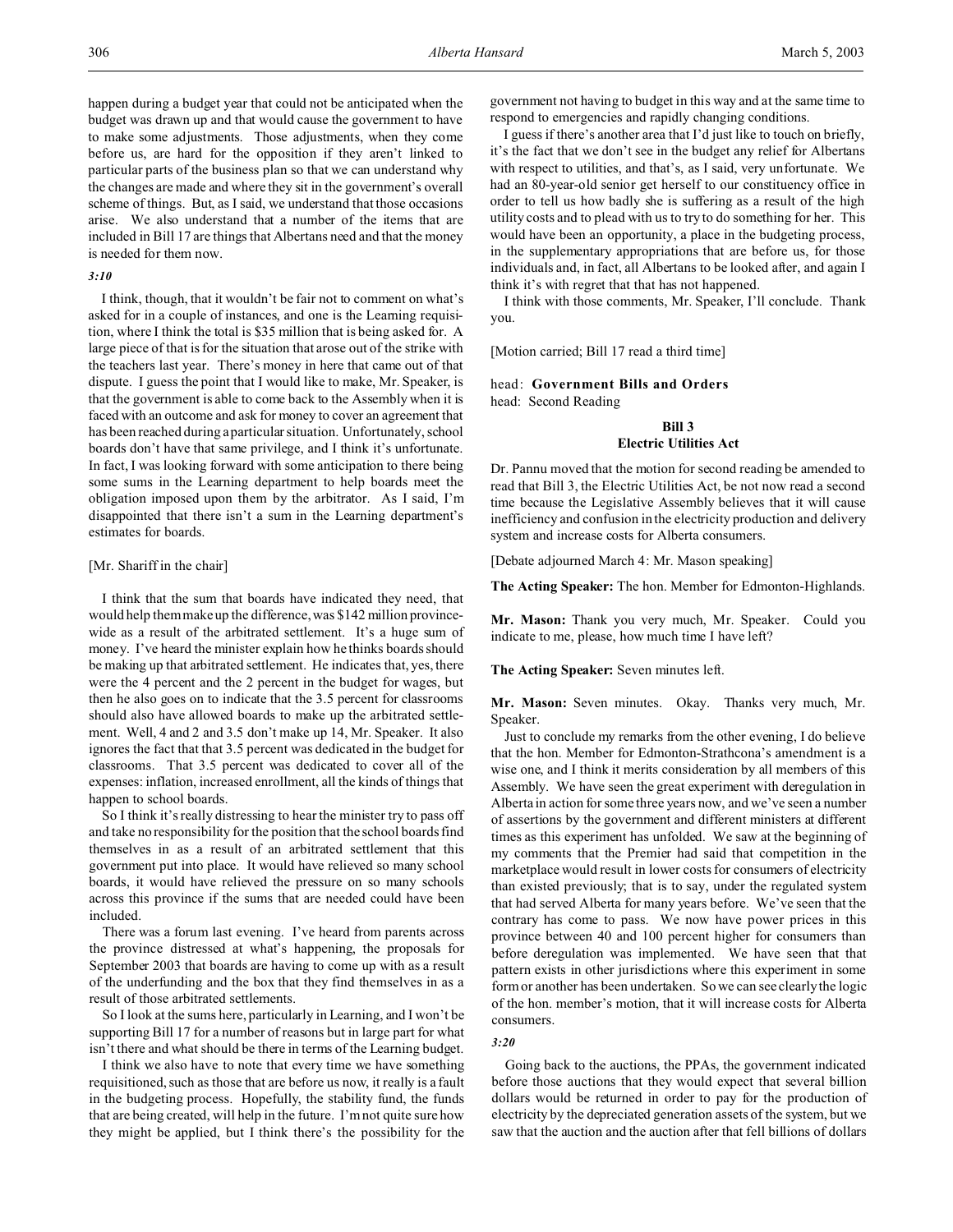happen during a budget year that could not be anticipated when the budget was drawn up and that would cause the government to have to make some adjustments. Those adjustments, when they come before us, are hard for the opposition if they aren't linked to particular parts of the business plan so that we can understand why the changes are made and where they sit in the government's overall scheme of things. But, as I said, we understand that those occasions arise. We also understand that a number of the items that are included in Bill 17 are things that Albertans need and that the money is needed for them now.

*3:10*

I think, though, that it wouldn't be fair not to comment on what's asked for in a couple of instances, and one is the Learning requisition, where I think the total is $35 million that is being asked for. A large piece of that is for the situation that arose out of the strike with the teachers last year. There's money in here that came out of that dispute. I guess the point that I would like to make, Mr. Speaker, is that the government is able to come back to the Assembly when it is faced with an outcome and ask for money to cover an agreement that has been reached during a particular situation. Unfortunately, school boards don't have that same privilege, and I think it's unfortunate. In fact, I was looking forward with some anticipation to there being some sums in the Learning department to help boards meet the obligation imposed upon them by the arbitrator. As I said, I'm disappointed that there isn't a sum in the Learning department's estimates for boards.

[Mr. Shariff in the chair]

I think that the sum that boards have indicated they need, that would help them make up the difference, was $142 million provincewide as a result of the arbitrated settlement. It's a huge sum of money. I've heard the minister explain how he thinks boards should be making up that arbitrated settlement. He indicates that, yes, there were the 4 percent and the 2 percent in the budget for wages, but then he also goes on to indicate that the 3.5 percent for classrooms should also have allowed boards to make up the arbitrated settlement. Well, 4 and 2 and 3.5 don't make up 14, Mr. Speaker. It also ignores the fact that that 3.5 percent was dedicated in the budget for classrooms. That 3.5 percent was dedicated to cover all of the expenses: inflation, increased enrollment, all the kinds of things that happen to school boards.

So I think it's really distressing to hear the minister try to pass off and take no responsibility for the position that the school boards find themselves in as a result of an arbitrated settlement that this government put into place. It would have relieved so many school boards, it would have relieved the pressure on so many schools across this province if the sums that are needed could have been included.

There was a forum last evening. I've heard from parents across the province distressed at what's happening, the proposals for September 2003 that boards are having to come up with as a result of the underfunding and the box that they find themselves in as a result of those arbitrated settlements.

So I look at the sums here, particularly in Learning, and I won't be supporting Bill 17 for a number of reasons but in large part for what isn't there and what should be there in terms of the Learning budget.

I think we also have to note that every time we have something requisitioned, such as those that are before us now, it really is a fault in the budgeting process. Hopefully, the stability fund, the funds that are being created, will help in the future. I'm not quite sure how they might be applied, but I think there's the possibility for the government not having to budget in this way and at the same time to respond to emergencies and rapidly changing conditions.

I guess if there's another area that I'd just like to touch on briefly, it's the fact that we don't see in the budget any relief for Albertans with respect to utilities, and that's, as I said, very unfortunate. We had an 80-year-old senior get herself to our constituency office in order to tell us how badly she is suffering as a result of the high utility costs and to plead with us to try to do something for her. This would have been an opportunity, a place in the budgeting process, in the supplementary appropriations that are before us, for those individuals and, in fact, all Albertans to be looked after, and again I think it's with regret that that has not happened.

I think with those comments, Mr. Speaker, I'll conclude. Thank you.

[Motion carried; Bill 17 read a third time]

head: **Government Bills and Orders**
head: Second Reading

**Bill 3**
**Electric Utilities Act**

Dr. Pannu moved that the motion for second reading be amended to read that Bill 3, the Electric Utilities Act, be not now read a second time because the Legislative Assembly believes that it will cause inefficiency and confusion in the electricity production and delivery system and increase costs for Alberta consumers.

[Debate adjourned March 4: Mr. Mason speaking]

**The Acting Speaker:** The hon. Member for Edmonton-Highlands.

**Mr. Mason:** Thank you very much, Mr. Speaker. Could you indicate to me, please, how much time I have left?

**The Acting Speaker:** Seven minutes left.

**Mr. Mason:** Seven minutes. Okay. Thanks very much, Mr. Speaker.

Just to conclude my remarks from the other evening, I do believe that the hon. Member for Edmonton-Strathcona's amendment is a wise one, and I think it merits consideration by all members of this Assembly. We have seen the great experiment with deregulation in Alberta in action for some three years now, and we've seen a number of assertions by the government and different ministers at different times as this experiment has unfolded. We saw at the beginning of my comments that the Premier had said that competition in the marketplace would result in lower costs for consumers of electricity than existed previously; that is to say, under the regulated system that had served Alberta for many years before. We've seen that the contrary has come to pass. We now have power prices in this province between 40 and 100 percent higher for consumers than before deregulation was implemented. We have seen that that pattern exists in other jurisdictions where this experiment in some form or another has been undertaken. So we can see clearly the logic of the hon. member's motion, that it will increase costs for Alberta consumers.

*3:20*

Going back to the auctions, the PPAs, the government indicated before those auctions that they would expect that several billion dollars would be returned in order to pay for the production of electricity by the depreciated generation assets of the system, but we saw that the auction and the auction after that fell billions of dollars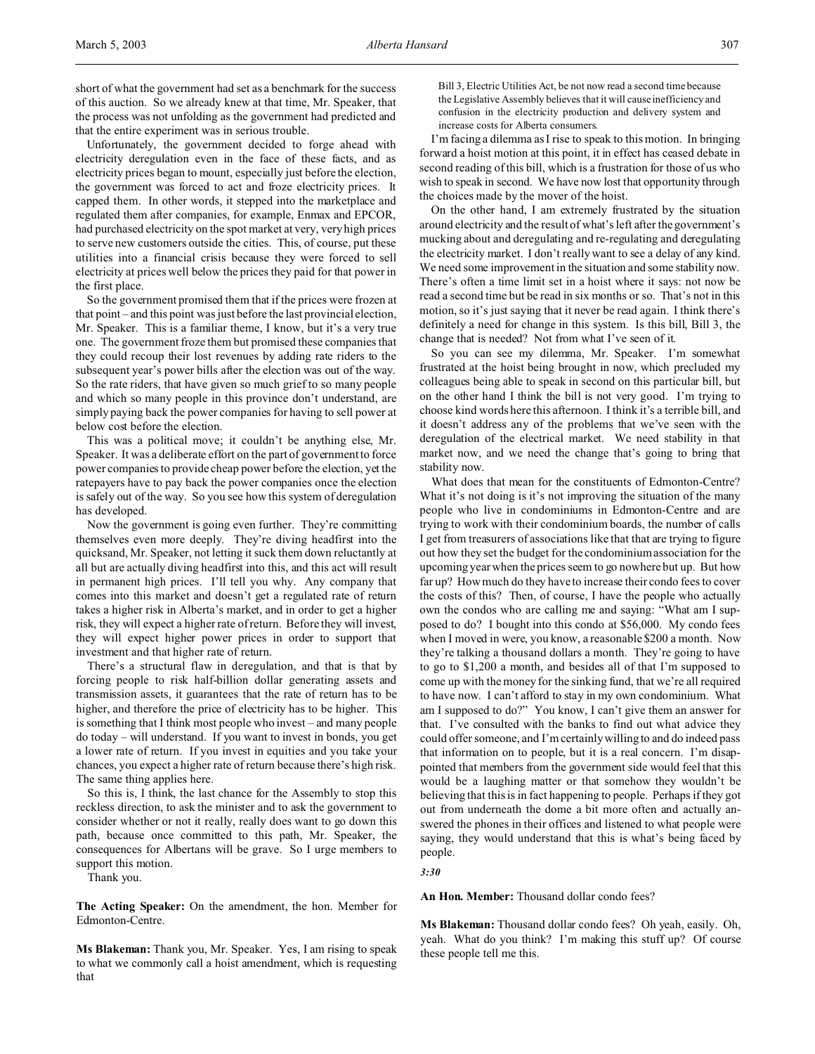short of what the government had set as a benchmark for the success of this auction. So we already knew at that time, Mr. Speaker, that the process was not unfolding as the government had predicted and that the entire experiment was in serious trouble.

Unfortunately, the government decided to forge ahead with electricity deregulation even in the face of these facts, and as electricity prices began to mount, especially just before the election, the government was forced to act and froze electricity prices. It capped them. In other words, it stepped into the marketplace and regulated them after companies, for example, Enmax and EPCOR, had purchased electricity on the spot market at very, very high prices to serve new customers outside the cities. This, of course, put these utilities into a financial crisis because they were forced to sell electricity at prices well below the prices they paid for that power in the first place.

So the government promised them that if the prices were frozen at that point – and this point was just before the last provincial election, Mr. Speaker. This is a familiar theme, I know, but it's a very true one. The government froze them but promised these companies that they could recoup their lost revenues by adding rate riders to the subsequent year's power bills after the election was out of the way. So the rate riders, that have given so much grief to so many people and which so many people in this province don't understand, are simply paying back the power companies for having to sell power at below cost before the election.

This was a political move; it couldn't be anything else, Mr. Speaker. It was a deliberate effort on the part of government to force power companies to provide cheap power before the election, yet the ratepayers have to pay back the power companies once the election is safely out of the way. So you see how this system of deregulation has developed.

Now the government is going even further. They're committing themselves even more deeply. They're diving headfirst into the quicksand, Mr. Speaker, not letting it suck them down reluctantly at all but are actually diving headfirst into this, and this act will result in permanent high prices. I'll tell you why. Any company that comes into this market and doesn't get a regulated rate of return takes a higher risk in Alberta's market, and in order to get a higher risk, they will expect a higher rate of return. Before they will invest, they will expect higher power prices in order to support that investment and that higher rate of return.

There's a structural flaw in deregulation, and that is that by forcing people to risk half-billion dollar generating assets and transmission assets, it guarantees that the rate of return has to be higher, and therefore the price of electricity has to be higher. This is something that I think most people who invest – and many people do today – will understand. If you want to invest in bonds, you get a lower rate of return. If you invest in equities and you take your chances, you expect a higher rate of return because there's high risk. The same thing applies here.

So this is, I think, the last chance for the Assembly to stop this reckless direction, to ask the minister and to ask the government to consider whether or not it really, really does want to go down this path, because once committed to this path, Mr. Speaker, the consequences for Albertans will be grave. So I urge members to support this motion.

Thank you.

**The Acting Speaker:** On the amendment, the hon. Member for Edmonton-Centre.

**Ms Blakeman:** Thank you, Mr. Speaker. Yes, I am rising to speak to what we commonly call a hoist amendment, which is requesting that

> Bill 3, Electric Utilities Act, be not now read a second time because the Legislative Assembly believes that it will cause inefficiency and confusion in the electricity production and delivery system and increase costs for Alberta consumers.

I'm facing a dilemma as I rise to speak to this motion. In bringing forward a hoist motion at this point, it in effect has ceased debate in second reading of this bill, which is a frustration for those of us who wish to speak in second. We have now lost that opportunity through the choices made by the mover of the hoist.

On the other hand, I am extremely frustrated by the situation around electricity and the result of what's left after the government's mucking about and deregulating and re-regulating and deregulating the electricity market. I don't really want to see a delay of any kind. We need some improvement in the situation and some stability now. There's often a time limit set in a hoist where it says: not now be read a second time but be read in six months or so. That's not in this motion, so it's just saying that it never be read again. I think there's definitely a need for change in this system. Is this bill, Bill 3, the change that is needed? Not from what I've seen of it.

So you can see my dilemma, Mr. Speaker. I'm somewhat frustrated at the hoist being brought in now, which precluded my colleagues being able to speak in second on this particular bill, but on the other hand I think the bill is not very good. I'm trying to choose kind words here this afternoon. I think it's a terrible bill, and it doesn't address any of the problems that we've seen with the deregulation of the electrical market. We need stability in that market now, and we need the change that's going to bring that stability now.

What does that mean for the constituents of Edmonton-Centre? What it's not doing is it's not improving the situation of the many people who live in condominiums in Edmonton-Centre and are trying to work with their condominium boards, the number of calls I get from treasurers of associations like that that are trying to figure out how they set the budget for the condominium association for the upcoming year when the prices seem to go nowhere but up. But how far up? How much do they have to increase their condo fees to cover the costs of this? Then, of course, I have the people who actually own the condos who are calling me and saying: "What am I supposed to do? I bought into this condo at $56,000. My condo fees when I moved in were, you know, a reasonable $200 a month. Now they're talking a thousand dollars a month. They're going to have to go to $1,200 a month, and besides all of that I'm supposed to come up with the money for the sinking fund, that we're all required to have now. I can't afford to stay in my own condominium. What am I supposed to do?" You know, I can't give them an answer for that. I've consulted with the banks to find out what advice they could offer someone, and I'm certainly willing to and do indeed pass that information on to people, but it is a real concern. I'm disappointed that members from the government side would feel that this would be a laughing matter or that somehow they wouldn't be believing that this is in fact happening to people. Perhaps if they got out from underneath the dome a bit more often and actually answered the phones in their offices and listened to what people were saying, they would understand that this is what's being faced by people.

*3:30*

**An Hon. Member:** Thousand dollar condo fees?

**Ms Blakeman:** Thousand dollar condo fees? Oh yeah, easily. Oh, yeah. What do you think? I'm making this stuff up? Of course these people tell me this.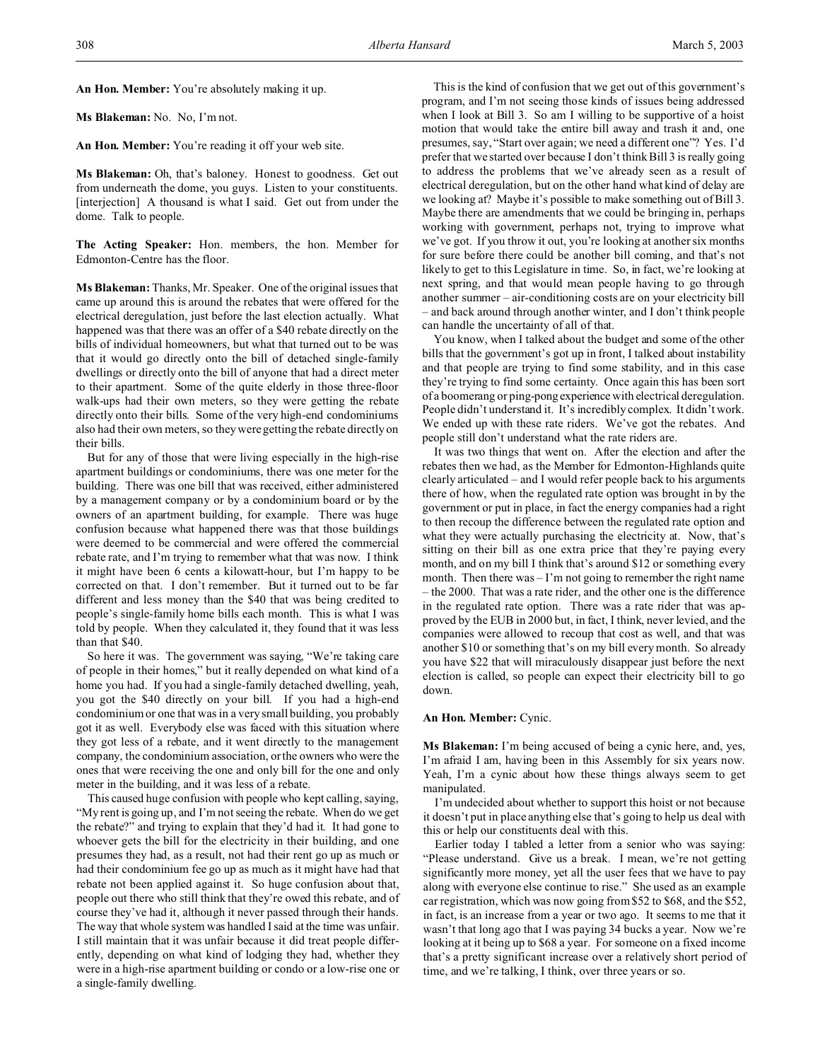**An Hon. Member:** You're absolutely making it up.

**Ms Blakeman:** No. No, I'm not.

**An Hon. Member:** You're reading it off your web site.

**Ms Blakeman:** Oh, that's baloney. Honest to goodness. Get out from underneath the dome, you guys. Listen to your constituents. [interjection] A thousand is what I said. Get out from under the dome. Talk to people.

**The Acting Speaker:** Hon. members, the hon. Member for Edmonton-Centre has the floor.

**Ms Blakeman:** Thanks, Mr. Speaker. One of the original issues that came up around this is around the rebates that were offered for the electrical deregulation, just before the last election actually. What happened was that there was an offer of a $40 rebate directly on the bills of individual homeowners, but what that turned out to be was that it would go directly onto the bill of detached single-family dwellings or directly onto the bill of anyone that had a direct meter to their apartment. Some of the quite elderly in those three-floor walk-ups had their own meters, so they were getting the rebate directly onto their bills. Some of the very high-end condominiums also had their own meters, so they were getting the rebate directly on their bills.

But for any of those that were living especially in the high-rise apartment buildings or condominiums, there was one meter for the building. There was one bill that was received, either administered by a management company or by a condominium board or by the owners of an apartment building, for example. There was huge confusion because what happened there was that those buildings were deemed to be commercial and were offered the commercial rebate rate, and I'm trying to remember what that was now. I think it might have been 6 cents a kilowatt-hour, but I'm happy to be corrected on that. I don't remember. But it turned out to be far different and less money than the $40 that was being credited to people's single-family home bills each month. This is what I was told by people. When they calculated it, they found that it was less than that $40.

So here it was. The government was saying, "We're taking care of people in their homes," but it really depended on what kind of a home you had. If you had a single-family detached dwelling, yeah, you got the $40 directly on your bill. If you had a high-end condominium or one that was in a very small building, you probably got it as well. Everybody else was faced with this situation where they got less of a rebate, and it went directly to the management company, the condominium association, or the owners who were the ones that were receiving the one and only bill for the one and only meter in the building, and it was less of a rebate.

This caused huge confusion with people who kept calling, saying, "My rent is going up, and I'm not seeing the rebate. When do we get the rebate?" and trying to explain that they'd had it. It had gone to whoever gets the bill for the electricity in their building, and one presumes they had, as a result, not had their rent go up as much or had their condominium fee go up as much as it might have had that rebate not been applied against it. So huge confusion about that, people out there who still think that they're owed this rebate, and of course they've had it, although it never passed through their hands. The way that whole system was handled I said at the time was unfair. I still maintain that it was unfair because it did treat people differently, depending on what kind of lodging they had, whether they were in a high-rise apartment building or condo or a low-rise one or a single-family dwelling.

This is the kind of confusion that we get out of this government's program, and I'm not seeing those kinds of issues being addressed when I look at Bill 3. So am I willing to be supportive of a hoist motion that would take the entire bill away and trash it and, one presumes, say, "Start over again; we need a different one"? Yes. I'd prefer that we started over because I don't think Bill 3 is really going to address the problems that we've already seen as a result of electrical deregulation, but on the other hand what kind of delay are we looking at? Maybe it's possible to make something out of Bill 3. Maybe there are amendments that we could be bringing in, perhaps working with government, perhaps not, trying to improve what we've got. If you throw it out, you're looking at another six months for sure before there could be another bill coming, and that's not likely to get to this Legislature in time. So, in fact, we're looking at next spring, and that would mean people having to go through another summer – air-conditioning costs are on your electricity bill – and back around through another winter, and I don't think people can handle the uncertainty of all of that.

You know, when I talked about the budget and some of the other bills that the government's got up in front, I talked about instability and that people are trying to find some stability, and in this case they're trying to find some certainty. Once again this has been sort of a boomerang or ping-pong experience with electrical deregulation. People didn't understand it. It's incredibly complex. It didn't work. We ended up with these rate riders. We've got the rebates. And people still don't understand what the rate riders are.

It was two things that went on. After the election and after the rebates then we had, as the Member for Edmonton-Highlands quite clearly articulated – and I would refer people back to his arguments there of how, when the regulated rate option was brought in by the government or put in place, in fact the energy companies had a right to then recoup the difference between the regulated rate option and what they were actually purchasing the electricity at. Now, that's sitting on their bill as one extra price that they're paying every month, and on my bill I think that's around $12 or something every month. Then there was – I'm not going to remember the right name – the 2000. That was a rate rider, and the other one is the difference in the regulated rate option. There was a rate rider that was approved by the EUB in 2000 but, in fact, I think, never levied, and the companies were allowed to recoup that cost as well, and that was another $10 or something that's on my bill every month. So already you have $22 that will miraculously disappear just before the next election is called, so people can expect their electricity bill to go down.

**An Hon. Member:** Cynic.

**Ms Blakeman:** I'm being accused of being a cynic here, and, yes, I'm afraid I am, having been in this Assembly for six years now. Yeah, I'm a cynic about how these things always seem to get manipulated.

I'm undecided about whether to support this hoist or not because it doesn't put in place anything else that's going to help us deal with this or help our constituents deal with this.

Earlier today I tabled a letter from a senior who was saying: "Please understand. Give us a break. I mean, we're not getting significantly more money, yet all the user fees that we have to pay along with everyone else continue to rise." She used as an example car registration, which was now going from $52 to $68, and the $52, in fact, is an increase from a year or two ago. It seems to me that it wasn't that long ago that I was paying 34 bucks a year. Now we're looking at it being up to $68 a year. For someone on a fixed income that's a pretty significant increase over a relatively short period of time, and we're talking, I think, over three years or so.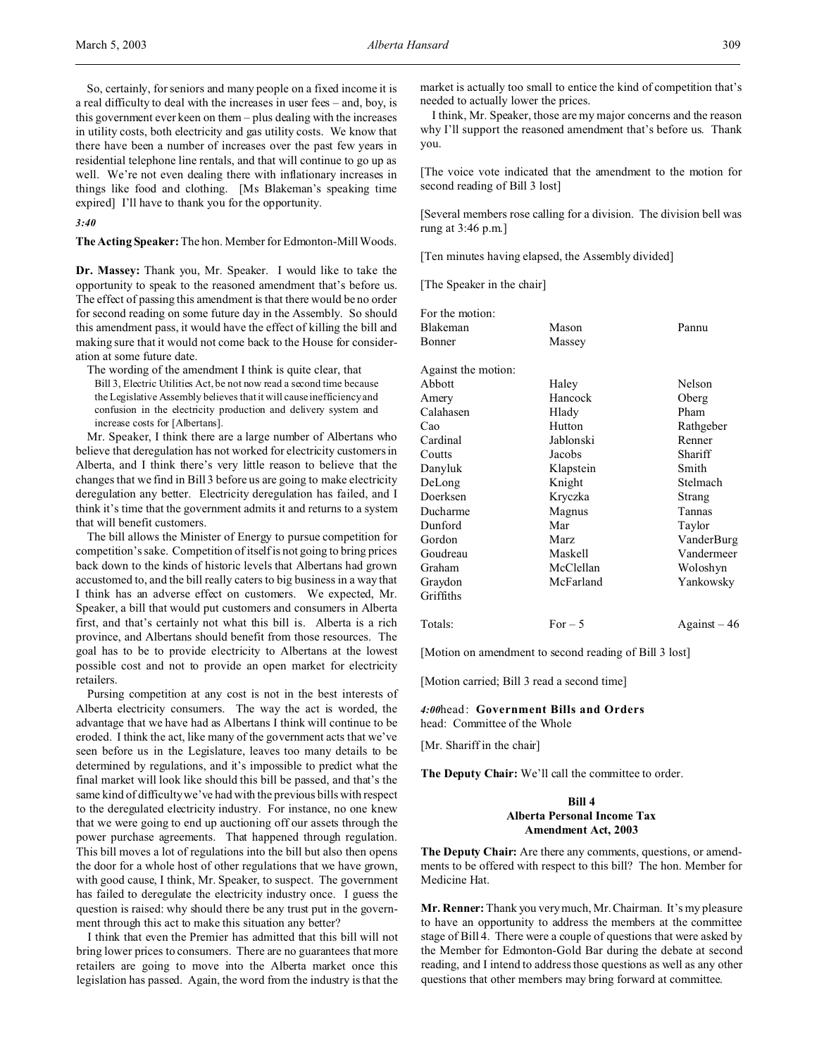So, certainly, for seniors and many people on a fixed income it is a real difficulty to deal with the increases in user fees – and, boy, is this government ever keen on them – plus dealing with the increases in utility costs, both electricity and gas utility costs. We know that there have been a number of increases over the past few years in residential telephone line rentals, and that will continue to go up as well. We're not even dealing there with inflationary increases in things like food and clothing. [Ms Blakeman's speaking time expired] I'll have to thank you for the opportunity.

*3:40*

**The Acting Speaker:** The hon. Member for Edmonton-Mill Woods.

**Dr. Massey:** Thank you, Mr. Speaker. I would like to take the opportunity to speak to the reasoned amendment that's before us. The effect of passing this amendment is that there would be no order for second reading on some future day in the Assembly. So should this amendment pass, it would have the effect of killing the bill and making sure that it would not come back to the House for consideration at some future date.

The wording of the amendment I think is quite clear, that

> Bill 3, Electric Utilities Act, be not now read a second time because the Legislative Assembly believes that it will cause inefficiency and confusion in the electricity production and delivery system and increase costs for [Albertans].

Mr. Speaker, I think there are a large number of Albertans who believe that deregulation has not worked for electricity customers in Alberta, and I think there's very little reason to believe that the changes that we find in Bill 3 before us are going to make electricity deregulation any better. Electricity deregulation has failed, and I think it's time that the government admits it and returns to a system that will benefit customers.

The bill allows the Minister of Energy to pursue competition for competition's sake. Competition of itself is not going to bring prices back down to the kinds of historic levels that Albertans had grown accustomed to, and the bill really caters to big business in a way that I think has an adverse effect on customers. We expected, Mr. Speaker, a bill that would put customers and consumers in Alberta first, and that's certainly not what this bill is. Alberta is a rich province, and Albertans should benefit from those resources. The goal has to be to provide electricity to Albertans at the lowest possible cost and not to provide an open market for electricity retailers.

Pursuing competition at any cost is not in the best interests of Alberta electricity consumers. The way the act is worded, the advantage that we have had as Albertans I think will continue to be eroded. I think the act, like many of the government acts that we've seen before us in the Legislature, leaves too many details to be determined by regulations, and it's impossible to predict what the final market will look like should this bill be passed, and that's the same kind of difficulty we've had with the previous bills with respect to the deregulated electricity industry. For instance, no one knew that we were going to end up auctioning off our assets through the power purchase agreements. That happened through regulation. This bill moves a lot of regulations into the bill but also then opens the door for a whole host of other regulations that we have grown, with good cause, I think, Mr. Speaker, to suspect. The government has failed to deregulate the electricity industry once. I guess the question is raised: why should there be any trust put in the government through this act to make this situation any better?

I think that even the Premier has admitted that this bill will not bring lower prices to consumers. There are no guarantees that more retailers are going to move into the Alberta market once this legislation has passed. Again, the word from the industry is that the market is actually too small to entice the kind of competition that's needed to actually lower the prices.

I think, Mr. Speaker, those are my major concerns and the reason why I'll support the reasoned amendment that's before us. Thank you.

[The voice vote indicated that the amendment to the motion for second reading of Bill 3 lost]

[Several members rose calling for a division. The division bell was rung at 3:46 p.m.]

[Ten minutes having elapsed, the Assembly divided]

[The Speaker in the chair]

For the motion:

| | | |
|---|---|---|
| Blakeman | Mason | Pannu |
| Bonner | Massey | |

Against the motion:

| | | |
|---|---|---|
| Abbott | Haley | Nelson |
| Amery | Hancock | Oberg |
| Calahasen | Hlady | Pham |
| Cao | Hutton | Rathgeber |
| Cardinal | Jablonski | Renner |
| Coutts | Jacobs | Shariff |
| Danyluk | Klapstein | Smith |
| DeLong | Knight | Stelmach |
| Doerksen | Kryczka | Strang |
| Ducharme | Magnus | Tannas |
| Dunford | Mar | Taylor |
| Gordon | Marz | VanderBurg |
| Goudreau | Maskell | Vandermeer |
| Graham | McClellan | Woloshyn |
| Graydon | McFarland | Yankowsky |
| Griffiths | | |

| | | |
|---|---|---|
| Totals: | For – 5 | Against – 46 |

[Motion on amendment to second reading of Bill 3 lost]

[Motion carried; Bill 3 read a second time]

*4:00* head: **Government Bills and Orders**
head: Committee of the Whole

[Mr. Shariff in the chair]

**The Deputy Chair:** We'll call the committee to order.

### Bill 4
### Alberta Personal Income Tax Amendment Act, 2003

**The Deputy Chair:** Are there any comments, questions, or amendments to be offered with respect to this bill? The hon. Member for Medicine Hat.

**Mr. Renner:** Thank you very much, Mr. Chairman. It's my pleasure to have an opportunity to address the members at the committee stage of Bill 4. There were a couple of questions that were asked by the Member for Edmonton-Gold Bar during the debate at second reading, and I intend to address those questions as well as any other questions that other members may bring forward at committee.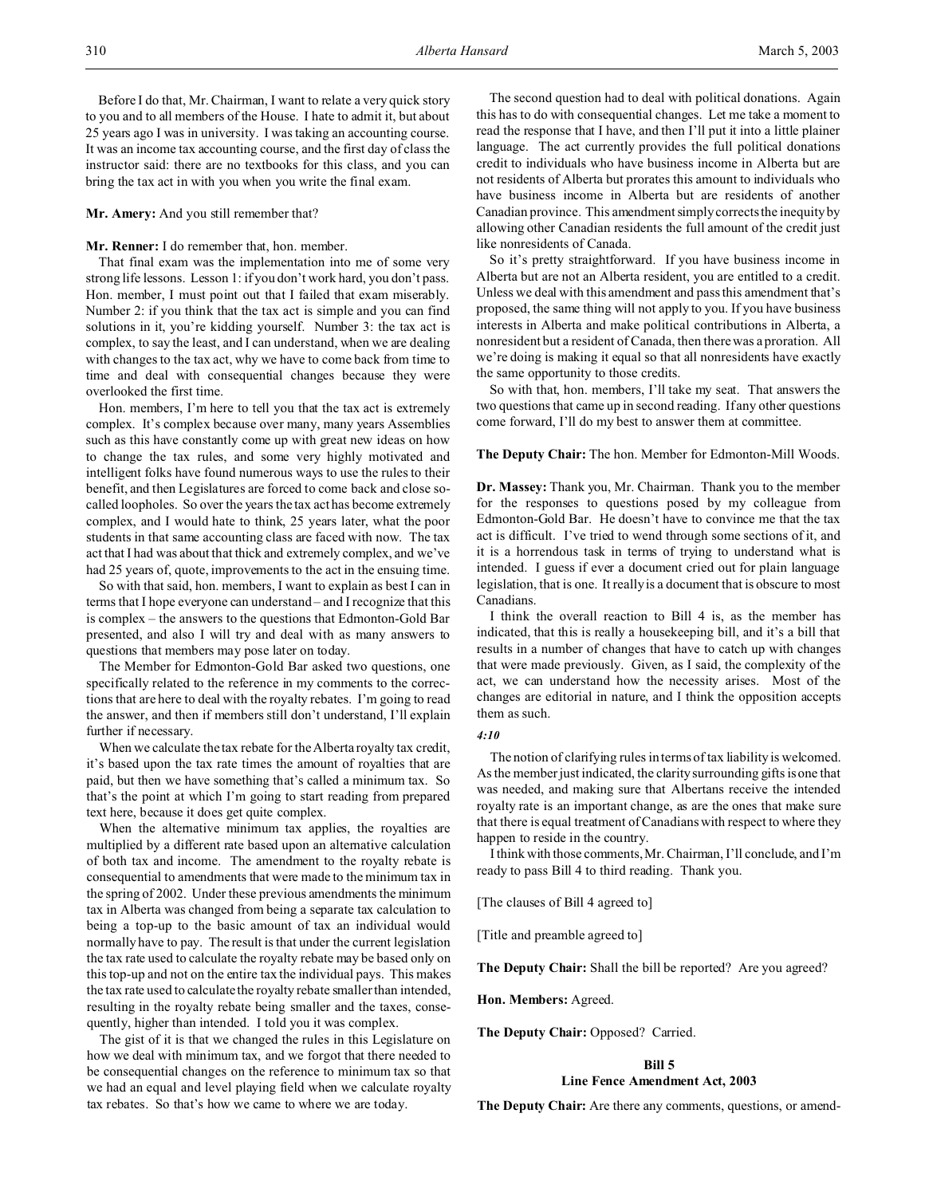Before I do that, Mr. Chairman, I want to relate a very quick story to you and to all members of the House. I hate to admit it, but about 25 years ago I was in university. I was taking an accounting course. It was an income tax accounting course, and the first day of class the instructor said: there are no textbooks for this class, and you can bring the tax act in with you when you write the final exam.

**Mr. Amery:** And you still remember that?

**Mr. Renner:** I do remember that, hon. member.

That final exam was the implementation into me of some very strong life lessons. Lesson 1: if you don't work hard, you don't pass. Hon. member, I must point out that I failed that exam miserably. Number 2: if you think that the tax act is simple and you can find solutions in it, you're kidding yourself. Number 3: the tax act is complex, to say the least, and I can understand, when we are dealing with changes to the tax act, why we have to come back from time to time and deal with consequential changes because they were overlooked the first time.

Hon. members, I'm here to tell you that the tax act is extremely complex. It's complex because over many, many years Assemblies such as this have constantly come up with great new ideas on how to change the tax rules, and some very highly motivated and intelligent folks have found numerous ways to use the rules to their benefit, and then Legislatures are forced to come back and close so-called loopholes. So over the years the tax act has become extremely complex, and I would hate to think, 25 years later, what the poor students in that same accounting class are faced with now. The tax act that I had was about that thick and extremely complex, and we've had 25 years of, quote, improvements to the act in the ensuing time.

So with that said, hon. members, I want to explain as best I can in terms that I hope everyone can understand – and I recognize that this is complex – the answers to the questions that Edmonton-Gold Bar presented, and also I will try and deal with as many answers to questions that members may pose later on today.

The Member for Edmonton-Gold Bar asked two questions, one specifically related to the reference in my comments to the corrections that are here to deal with the royalty rebates. I'm going to read the answer, and then if members still don't understand, I'll explain further if necessary.

When we calculate the tax rebate for the Alberta royalty tax credit, it's based upon the tax rate times the amount of royalties that are paid, but then we have something that's called a minimum tax. So that's the point at which I'm going to start reading from prepared text here, because it does get quite complex.

When the alternative minimum tax applies, the royalties are multiplied by a different rate based upon an alternative calculation of both tax and income. The amendment to the royalty rebate is consequential to amendments that were made to the minimum tax in the spring of 2002. Under these previous amendments the minimum tax in Alberta was changed from being a separate tax calculation to being a top-up to the basic amount of tax an individual would normally have to pay. The result is that under the current legislation the tax rate used to calculate the royalty rebate may be based only on this top-up and not on the entire tax the individual pays. This makes the tax rate used to calculate the royalty rebate smaller than intended, resulting in the royalty rebate being smaller and the taxes, consequently, higher than intended. I told you it was complex.

The gist of it is that we changed the rules in this Legislature on how we deal with minimum tax, and we forgot that there needed to be consequential changes on the reference to minimum tax so that we had an equal and level playing field when we calculate royalty tax rebates. So that's how we came to where we are today.

The second question had to deal with political donations. Again this has to do with consequential changes. Let me take a moment to read the response that I have, and then I'll put it into a little plainer language. The act currently provides the full political donations credit to individuals who have business income in Alberta but are not residents of Alberta but prorates this amount to individuals who have business income in Alberta but are residents of another Canadian province. This amendment simply corrects the inequity by allowing other Canadian residents the full amount of the credit just like nonresidents of Canada.

So it's pretty straightforward. If you have business income in Alberta but are not an Alberta resident, you are entitled to a credit. Unless we deal with this amendment and pass this amendment that's proposed, the same thing will not apply to you. If you have business interests in Alberta and make political contributions in Alberta, a nonresident but a resident of Canada, then there was a proration. All we're doing is making it equal so that all nonresidents have exactly the same opportunity to those credits.

So with that, hon. members, I'll take my seat. That answers the two questions that came up in second reading. If any other questions come forward, I'll do my best to answer them at committee.

**The Deputy Chair:** The hon. Member for Edmonton-Mill Woods.

**Dr. Massey:** Thank you, Mr. Chairman. Thank you to the member for the responses to questions posed by my colleague from Edmonton-Gold Bar. He doesn't have to convince me that the tax act is difficult. I've tried to wend through some sections of it, and it is a horrendous task in terms of trying to understand what is intended. I guess if ever a document cried out for plain language legislation, that is one. It really is a document that is obscure to most Canadians.

I think the overall reaction to Bill 4 is, as the member has indicated, that this is really a housekeeping bill, and it's a bill that results in a number of changes that have to catch up with changes that were made previously. Given, as I said, the complexity of the act, we can understand how the necessity arises. Most of the changes are editorial in nature, and I think the opposition accepts them as such.

*4:10*

The notion of clarifying rules in terms of tax liability is welcomed. As the member just indicated, the clarity surrounding gifts is one that was needed, and making sure that Albertans receive the intended royalty rate is an important change, as are the ones that make sure that there is equal treatment of Canadians with respect to where they happen to reside in the country.

I think with those comments, Mr. Chairman, I'll conclude, and I'm ready to pass Bill 4 to third reading. Thank you.

[The clauses of Bill 4 agreed to]

[Title and preamble agreed to]

**The Deputy Chair:** Shall the bill be reported? Are you agreed?

**Hon. Members:** Agreed.

**The Deputy Chair:** Opposed? Carried.

## Bill 5
## Line Fence Amendment Act, 2003

**The Deputy Chair:** Are there any comments, questions, or amend-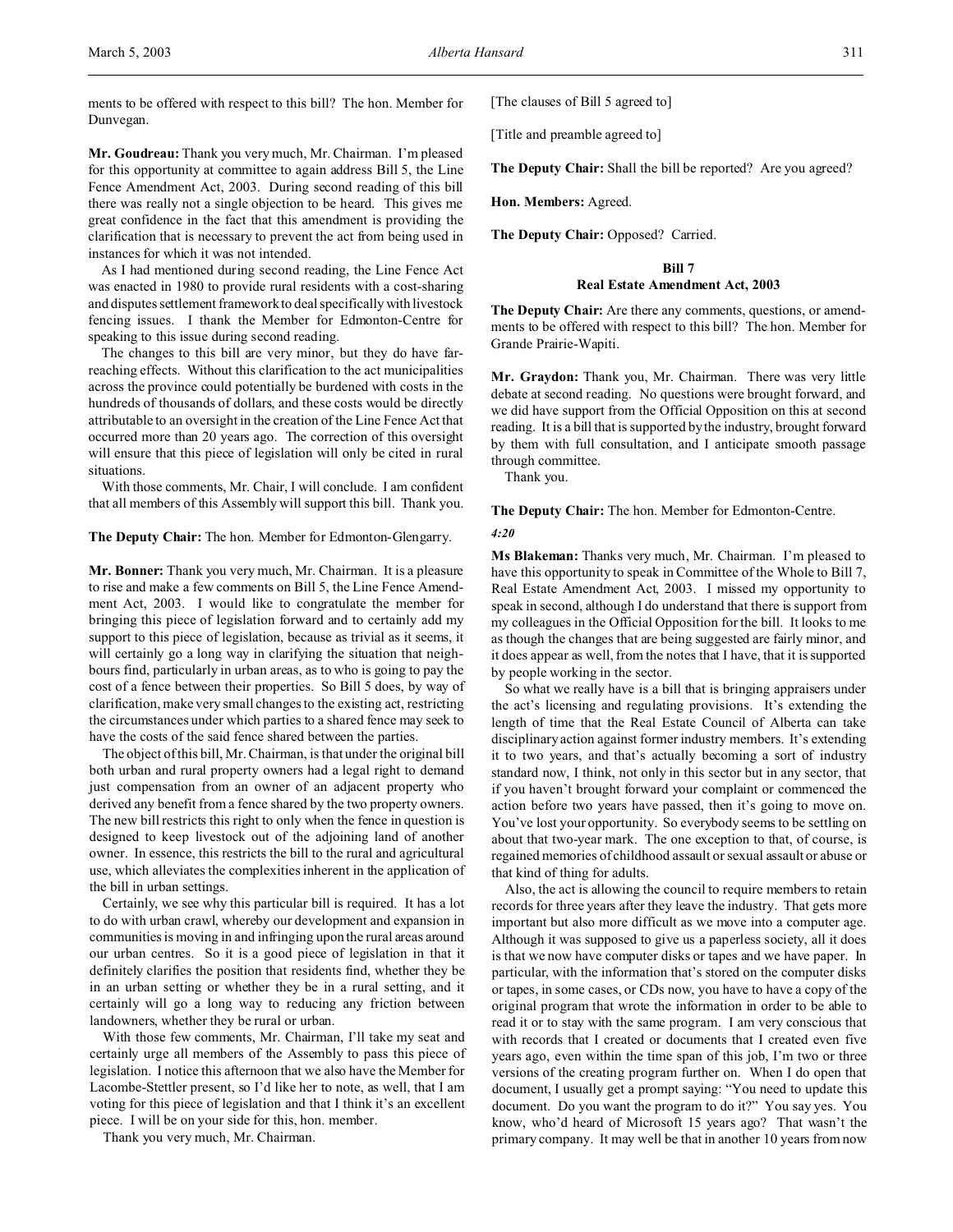ments to be offered with respect to this bill? The hon. Member for Dunvegan.

**Mr. Goudreau:** Thank you very much, Mr. Chairman. I'm pleased for this opportunity at committee to again address Bill 5, the Line Fence Amendment Act, 2003. During second reading of this bill there was really not a single objection to be heard. This gives me great confidence in the fact that this amendment is providing the clarification that is necessary to prevent the act from being used in instances for which it was not intended.

As I had mentioned during second reading, the Line Fence Act was enacted in 1980 to provide rural residents with a cost-sharing and disputes settlement framework to deal specifically with livestock fencing issues. I thank the Member for Edmonton-Centre for speaking to this issue during second reading.

The changes to this bill are very minor, but they do have far-reaching effects. Without this clarification to the act municipalities across the province could potentially be burdened with costs in the hundreds of thousands of dollars, and these costs would be directly attributable to an oversight in the creation of the Line Fence Act that occurred more than 20 years ago. The correction of this oversight will ensure that this piece of legislation will only be cited in rural situations.

With those comments, Mr. Chair, I will conclude. I am confident that all members of this Assembly will support this bill. Thank you.

**The Deputy Chair:** The hon. Member for Edmonton-Glengarry.

**Mr. Bonner:** Thank you very much, Mr. Chairman. It is a pleasure to rise and make a few comments on Bill 5, the Line Fence Amendment Act, 2003. I would like to congratulate the member for bringing this piece of legislation forward and to certainly add my support to this piece of legislation, because as trivial as it seems, it will certainly go a long way in clarifying the situation that neighbours find, particularly in urban areas, as to who is going to pay the cost of a fence between their properties. So Bill 5 does, by way of clarification, make very small changes to the existing act, restricting the circumstances under which parties to a shared fence may seek to have the costs of the said fence shared between the parties.

The object of this bill, Mr. Chairman, is that under the original bill both urban and rural property owners had a legal right to demand just compensation from an owner of an adjacent property who derived any benefit from a fence shared by the two property owners. The new bill restricts this right to only when the fence in question is designed to keep livestock out of the adjoining land of another owner. In essence, this restricts the bill to the rural and agricultural use, which alleviates the complexities inherent in the application of the bill in urban settings.

Certainly, we see why this particular bill is required. It has a lot to do with urban crawl, whereby our development and expansion in communities is moving in and infringing upon the rural areas around our urban centres. So it is a good piece of legislation in that it definitely clarifies the position that residents find, whether they be in an urban setting or whether they be in a rural setting, and it certainly will go a long way to reducing any friction between landowners, whether they be rural or urban.

With those few comments, Mr. Chairman, I'll take my seat and certainly urge all members of the Assembly to pass this piece of legislation. I notice this afternoon that we also have the Member for Lacombe-Stettler present, so I'd like her to note, as well, that I am voting for this piece of legislation and that I think it's an excellent piece. I will be on your side for this, hon. member.

Thank you very much, Mr. Chairman.

[The clauses of Bill 5 agreed to]

[Title and preamble agreed to]

**The Deputy Chair:** Shall the bill be reported? Are you agreed?

**Hon. Members:** Agreed.

**The Deputy Chair:** Opposed? Carried.

## Bill 7
## Real Estate Amendment Act, 2003

**The Deputy Chair:** Are there any comments, questions, or amendments to be offered with respect to this bill? The hon. Member for Grande Prairie-Wapiti.

**Mr. Graydon:** Thank you, Mr. Chairman. There was very little debate at second reading. No questions were brought forward, and we did have support from the Official Opposition on this at second reading. It is a bill that is supported by the industry, brought forward by them with full consultation, and I anticipate smooth passage through committee.

Thank you.

**The Deputy Chair:** The hon. Member for Edmonton-Centre.

*4:20*

**Ms Blakeman:** Thanks very much, Mr. Chairman. I'm pleased to have this opportunity to speak in Committee of the Whole to Bill 7, Real Estate Amendment Act, 2003. I missed my opportunity to speak in second, although I do understand that there is support from my colleagues in the Official Opposition for the bill. It looks to me as though the changes that are being suggested are fairly minor, and it does appear as well, from the notes that I have, that it is supported by people working in the sector.

So what we really have is a bill that is bringing appraisers under the act's licensing and regulating provisions. It's extending the length of time that the Real Estate Council of Alberta can take disciplinary action against former industry members. It's extending it to two years, and that's actually becoming a sort of industry standard now, I think, not only in this sector but in any sector, that if you haven't brought forward your complaint or commenced the action before two years have passed, then it's going to move on. You've lost your opportunity. So everybody seems to be settling on about that two-year mark. The one exception to that, of course, is regained memories of childhood assault or sexual assault or abuse or that kind of thing for adults.

Also, the act is allowing the council to require members to retain records for three years after they leave the industry. That gets more important but also more difficult as we move into a computer age. Although it was supposed to give us a paperless society, all it does is that we now have computer disks or tapes and we have paper. In particular, with the information that's stored on the computer disks or tapes, in some cases, or CDs now, you have to have a copy of the original program that wrote the information in order to be able to read it or to stay with the same program. I am very conscious that with records that I created or documents that I created even five years ago, even within the time span of this job, I'm two or three versions of the creating program further on. When I do open that document, I usually get a prompt saying: "You need to update this document. Do you want the program to do it?" You say yes. You know, who'd heard of Microsoft 15 years ago? That wasn't the primary company. It may well be that in another 10 years from now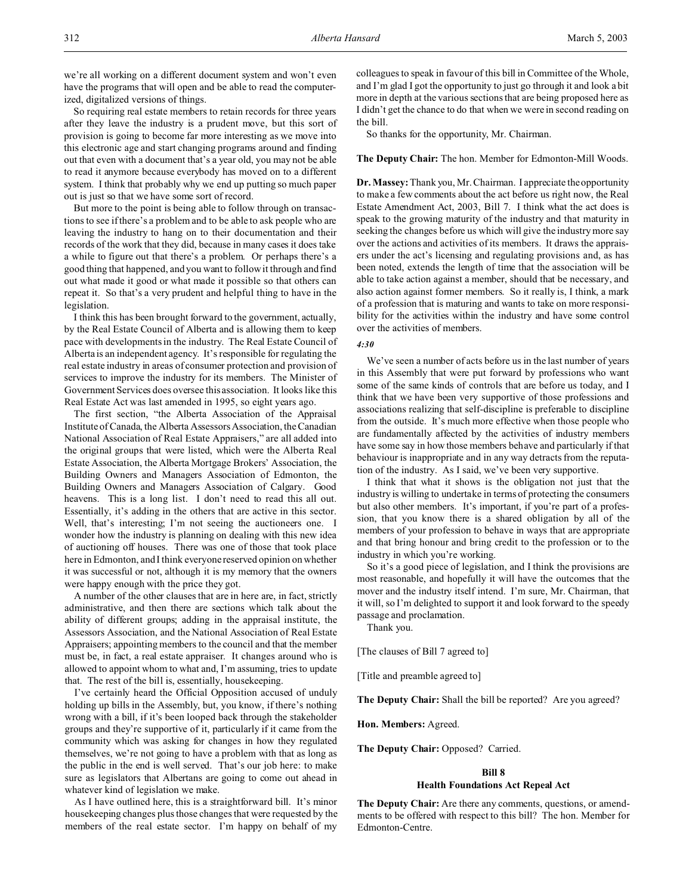we're all working on a different document system and won't even have the programs that will open and be able to read the computerized, digitalized versions of things.

So requiring real estate members to retain records for three years after they leave the industry is a prudent move, but this sort of provision is going to become far more interesting as we move into this electronic age and start changing programs around and finding out that even with a document that's a year old, you may not be able to read it anymore because everybody has moved on to a different system. I think that probably why we end up putting so much paper out is just so that we have some sort of record.

But more to the point is being able to follow through on transactions to see if there's a problem and to be able to ask people who are leaving the industry to hang on to their documentation and their records of the work that they did, because in many cases it does take a while to figure out that there's a problem. Or perhaps there's a good thing that happened, and you want to follow it through and find out what made it good or what made it possible so that others can repeat it. So that's a very prudent and helpful thing to have in the legislation.

I think this has been brought forward to the government, actually, by the Real Estate Council of Alberta and is allowing them to keep pace with developments in the industry. The Real Estate Council of Alberta is an independent agency. It's responsible for regulating the real estate industry in areas of consumer protection and provision of services to improve the industry for its members. The Minister of Government Services does oversee this association. It looks like this Real Estate Act was last amended in 1995, so eight years ago.

The first section, "the Alberta Association of the Appraisal Institute of Canada, the Alberta Assessors Association, the Canadian National Association of Real Estate Appraisers," are all added into the original groups that were listed, which were the Alberta Real Estate Association, the Alberta Mortgage Brokers' Association, the Building Owners and Managers Association of Edmonton, the Building Owners and Managers Association of Calgary. Good heavens. This is a long list. I don't need to read this all out. Essentially, it's adding in the others that are active in this sector. Well, that's interesting; I'm not seeing the auctioneers one. I wonder how the industry is planning on dealing with this new idea of auctioning off houses. There was one of those that took place here in Edmonton, and I think everyone reserved opinion on whether it was successful or not, although it is my memory that the owners were happy enough with the price they got.

A number of the other clauses that are in here are, in fact, strictly administrative, and then there are sections which talk about the ability of different groups; adding in the appraisal institute, the Assessors Association, and the National Association of Real Estate Appraisers; appointing members to the council and that the member must be, in fact, a real estate appraiser. It changes around who is allowed to appoint whom to what and, I'm assuming, tries to update that. The rest of the bill is, essentially, housekeeping.

I've certainly heard the Official Opposition accused of unduly holding up bills in the Assembly, but, you know, if there's nothing wrong with a bill, if it's been looped back through the stakeholder groups and they're supportive of it, particularly if it came from the community which was asking for changes in how they regulated themselves, we're not going to have a problem with that as long as the public in the end is well served. That's our job here: to make sure as legislators that Albertans are going to come out ahead in whatever kind of legislation we make.

As I have outlined here, this is a straightforward bill. It's minor housekeeping changes plus those changes that were requested by the members of the real estate sector. I'm happy on behalf of my colleagues to speak in favour of this bill in Committee of the Whole, and I'm glad I got the opportunity to just go through it and look a bit more in depth at the various sections that are being proposed here as I didn't get the chance to do that when we were in second reading on the bill.

So thanks for the opportunity, Mr. Chairman.

**The Deputy Chair:** The hon. Member for Edmonton-Mill Woods.

**Dr. Massey:** Thank you, Mr. Chairman. I appreciate the opportunity to make a few comments about the act before us right now, the Real Estate Amendment Act, 2003, Bill 7. I think what the act does is speak to the growing maturity of the industry and that maturity in seeking the changes before us which will give the industry more say over the actions and activities of its members. It draws the appraisers under the act's licensing and regulating provisions and, as has been noted, extends the length of time that the association will be able to take action against a member, should that be necessary, and also action against former members. So it really is, I think, a mark of a profession that is maturing and wants to take on more responsibility for the activities within the industry and have some control over the activities of members.

*4:30*

We've seen a number of acts before us in the last number of years in this Assembly that were put forward by professions who want some of the same kinds of controls that are before us today, and I think that we have been very supportive of those professions and associations realizing that self-discipline is preferable to discipline from the outside. It's much more effective when those people who are fundamentally affected by the activities of industry members have some say in how those members behave and particularly if that behaviour is inappropriate and in any way detracts from the reputation of the industry. As I said, we've been very supportive.

I think that what it shows is the obligation not just that the industry is willing to undertake in terms of protecting the consumers but also other members. It's important, if you're part of a profession, that you know there is a shared obligation by all of the members of your profession to behave in ways that are appropriate and that bring honour and bring credit to the profession or to the industry in which you're working.

So it's a good piece of legislation, and I think the provisions are most reasonable, and hopefully it will have the outcomes that the mover and the industry itself intend. I'm sure, Mr. Chairman, that it will, so I'm delighted to support it and look forward to the speedy passage and proclamation.

Thank you.

[The clauses of Bill 7 agreed to]

[Title and preamble agreed to]

**The Deputy Chair:** Shall the bill be reported? Are you agreed?

**Hon. Members:** Agreed.

**The Deputy Chair:** Opposed? Carried.

## Bill 8
## Health Foundations Act Repeal Act

**The Deputy Chair:** Are there any comments, questions, or amendments to be offered with respect to this bill? The hon. Member for Edmonton-Centre.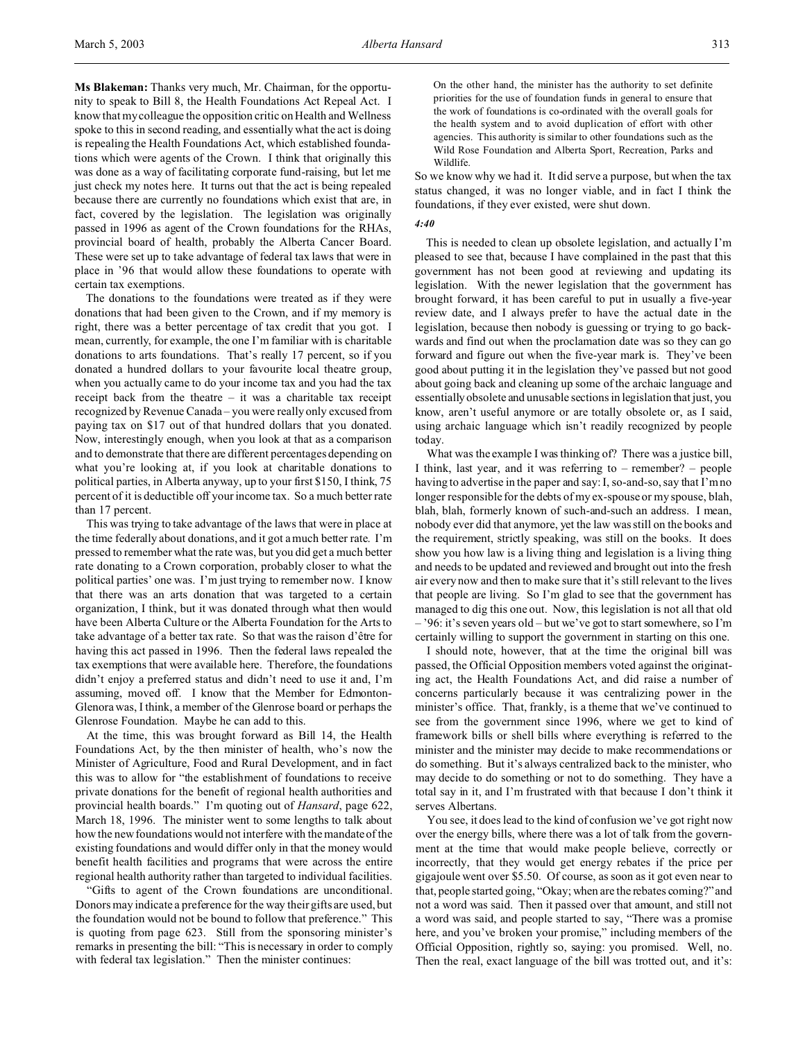**Ms Blakeman:** Thanks very much, Mr. Chairman, for the opportunity to speak to Bill 8, the Health Foundations Act Repeal Act. I know that my colleague the opposition critic on Health and Wellness spoke to this in second reading, and essentially what the act is doing is repealing the Health Foundations Act, which established foundations which were agents of the Crown. I think that originally this was done as a way of facilitating corporate fund-raising, but let me just check my notes here. It turns out that the act is being repealed because there are currently no foundations which exist that are, in fact, covered by the legislation. The legislation was originally passed in 1996 as agent of the Crown foundations for the RHAs, provincial board of health, probably the Alberta Cancer Board. These were set up to take advantage of federal tax laws that were in place in '96 that would allow these foundations to operate with certain tax exemptions.

The donations to the foundations were treated as if they were donations that had been given to the Crown, and if my memory is right, there was a better percentage of tax credit that you got. I mean, currently, for example, the one I'm familiar with is charitable donations to arts foundations. That's really 17 percent, so if you donated a hundred dollars to your favourite local theatre group, when you actually came to do your income tax and you had the tax receipt back from the theatre – it was a charitable tax receipt recognized by Revenue Canada – you were really only excused from paying tax on $17 out of that hundred dollars that you donated. Now, interestingly enough, when you look at that as a comparison and to demonstrate that there are different percentages depending on what you're looking at, if you look at charitable donations to political parties, in Alberta anyway, up to your first $150, I think, 75 percent of it is deductible off your income tax. So a much better rate than 17 percent.

This was trying to take advantage of the laws that were in place at the time federally about donations, and it got a much better rate. I'm pressed to remember what the rate was, but you did get a much better rate donating to a Crown corporation, probably closer to what the political parties' one was. I'm just trying to remember now. I know that there was an arts donation that was targeted to a certain organization, I think, but it was donated through what then would have been Alberta Culture or the Alberta Foundation for the Arts to take advantage of a better tax rate. So that was the raison d'être for having this act passed in 1996. Then the federal laws repealed the tax exemptions that were available here. Therefore, the foundations didn't enjoy a preferred status and didn't need to use it and, I'm assuming, moved off. I know that the Member for Edmonton-Glenora was, I think, a member of the Glenrose board or perhaps the Glenrose Foundation. Maybe he can add to this.

At the time, this was brought forward as Bill 14, the Health Foundations Act, by the then minister of health, who's now the Minister of Agriculture, Food and Rural Development, and in fact this was to allow for "the establishment of foundations to receive private donations for the benefit of regional health authorities and provincial health boards." I'm quoting out of *Hansard*, page 622, March 18, 1996. The minister went to some lengths to talk about how the new foundations would not interfere with the mandate of the existing foundations and would differ only in that the money would benefit health facilities and programs that were across the entire regional health authority rather than targeted to individual facilities.

"Gifts to agent of the Crown foundations are unconditional. Donors may indicate a preference for the way their gifts are used, but the foundation would not be bound to follow that preference." This is quoting from page 623. Still from the sponsoring minister's remarks in presenting the bill: "This is necessary in order to comply with federal tax legislation." Then the minister continues:

> On the other hand, the minister has the authority to set definite priorities for the use of foundation funds in general to ensure that the work of foundations is co-ordinated with the overall goals for the health system and to avoid duplication of effort with other agencies. This authority is similar to other foundations such as the Wild Rose Foundation and Alberta Sport, Recreation, Parks and Wildlife.

So we know why we had it. It did serve a purpose, but when the tax status changed, it was no longer viable, and in fact I think the foundations, if they ever existed, were shut down.

*4:40*

This is needed to clean up obsolete legislation, and actually I'm pleased to see that, because I have complained in the past that this government has not been good at reviewing and updating its legislation. With the newer legislation that the government has brought forward, it has been careful to put in usually a five-year review date, and I always prefer to have the actual date in the legislation, because then nobody is guessing or trying to go backwards and find out when the proclamation date was so they can go forward and figure out when the five-year mark is. They've been good about putting it in the legislation they've passed but not good about going back and cleaning up some of the archaic language and essentially obsolete and unusable sections in legislation that just, you know, aren't useful anymore or are totally obsolete or, as I said, using archaic language which isn't readily recognized by people today.

What was the example I was thinking of? There was a justice bill, I think, last year, and it was referring to – remember? – people having to advertise in the paper and say: I, so-and-so, say that I'm no longer responsible for the debts of my ex-spouse or my spouse, blah, blah, blah, formerly known of such-and-such an address. I mean, nobody ever did that anymore, yet the law was still on the books and the requirement, strictly speaking, was still on the books. It does show you how law is a living thing and legislation is a living thing and needs to be updated and reviewed and brought out into the fresh air every now and then to make sure that it's still relevant to the lives that people are living. So I'm glad to see that the government has managed to dig this one out. Now, this legislation is not all that old – '96: it's seven years old – but we've got to start somewhere, so I'm certainly willing to support the government in starting on this one.

I should note, however, that at the time the original bill was passed, the Official Opposition members voted against the originating act, the Health Foundations Act, and did raise a number of concerns particularly because it was centralizing power in the minister's office. That, frankly, is a theme that we've continued to see from the government since 1996, where we get to kind of framework bills or shell bills where everything is referred to the minister and the minister may decide to make recommendations or do something. But it's always centralized back to the minister, who may decide to do something or not to do something. They have a total say in it, and I'm frustrated with that because I don't think it serves Albertans.

You see, it does lead to the kind of confusion we've got right now over the energy bills, where there was a lot of talk from the government at the time that would make people believe, correctly or incorrectly, that they would get energy rebates if the price per gigajoule went over $5.50. Of course, as soon as it got even near to that, people started going, "Okay; when are the rebates coming?" and not a word was said. Then it passed over that amount, and still not a word was said, and people started to say, "There was a promise here, and you've broken your promise," including members of the Official Opposition, rightly so, saying: you promised. Well, no. Then the real, exact language of the bill was trotted out, and it's: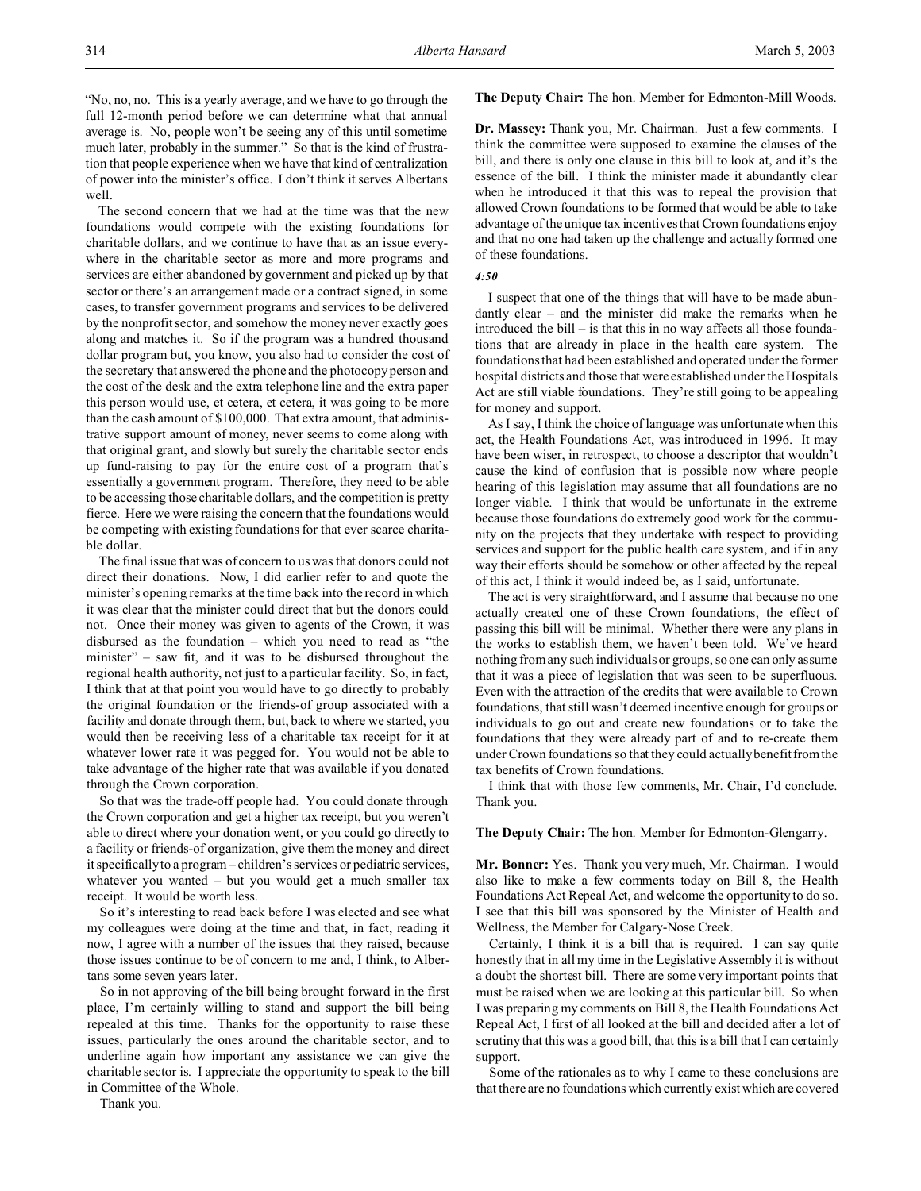"No, no, no. This is a yearly average, and we have to go through the full 12-month period before we can determine what that annual average is. No, people won't be seeing any of this until sometime much later, probably in the summer." So that is the kind of frustration that people experience when we have that kind of centralization of power into the minister's office. I don't think it serves Albertans well.

The second concern that we had at the time was that the new foundations would compete with the existing foundations for charitable dollars, and we continue to have that as an issue everywhere in the charitable sector as more and more programs and services are either abandoned by government and picked up by that sector or there's an arrangement made or a contract signed, in some cases, to transfer government programs and services to be delivered by the nonprofit sector, and somehow the money never exactly goes along and matches it. So if the program was a hundred thousand dollar program but, you know, you also had to consider the cost of the secretary that answered the phone and the photocopy person and the cost of the desk and the extra telephone line and the extra paper this person would use, et cetera, et cetera, it was going to be more than the cash amount of $100,000. That extra amount, that administrative support amount of money, never seems to come along with that original grant, and slowly but surely the charitable sector ends up fund-raising to pay for the entire cost of a program that's essentially a government program. Therefore, they need to be able to be accessing those charitable dollars, and the competition is pretty fierce. Here we were raising the concern that the foundations would be competing with existing foundations for that ever scarce charitable dollar.

The final issue that was of concern to us was that donors could not direct their donations. Now, I did earlier refer to and quote the minister's opening remarks at the time back into the record in which it was clear that the minister could direct that but the donors could not. Once their money was given to agents of the Crown, it was disbursed as the foundation – which you need to read as "the minister" – saw fit, and it was to be disbursed throughout the regional health authority, not just to a particular facility. So, in fact, I think that at that point you would have to go directly to probably the original foundation or the friends-of group associated with a facility and donate through them, but, back to where we started, you would then be receiving less of a charitable tax receipt for it at whatever lower rate it was pegged for. You would not be able to take advantage of the higher rate that was available if you donated through the Crown corporation.

So that was the trade-off people had. You could donate through the Crown corporation and get a higher tax receipt, but you weren't able to direct where your donation went, or you could go directly to a facility or friends-of organization, give them the money and direct it specifically to a program – children's services or pediatric services, whatever you wanted – but you would get a much smaller tax receipt. It would be worth less.

So it's interesting to read back before I was elected and see what my colleagues were doing at the time and that, in fact, reading it now, I agree with a number of the issues that they raised, because those issues continue to be of concern to me and, I think, to Albertans some seven years later.

So in not approving of the bill being brought forward in the first place, I'm certainly willing to stand and support the bill being repealed at this time. Thanks for the opportunity to raise these issues, particularly the ones around the charitable sector, and to underline again how important any assistance we can give the charitable sector is. I appreciate the opportunity to speak to the bill in Committee of the Whole.

Thank you.

**The Deputy Chair:** The hon. Member for Edmonton-Mill Woods.

**Dr. Massey:** Thank you, Mr. Chairman. Just a few comments. I think the committee were supposed to examine the clauses of the bill, and there is only one clause in this bill to look at, and it's the essence of the bill. I think the minister made it abundantly clear when he introduced it that this was to repeal the provision that allowed Crown foundations to be formed that would be able to take advantage of the unique tax incentives that Crown foundations enjoy and that no one had taken up the challenge and actually formed one of these foundations.

*4:50*

I suspect that one of the things that will have to be made abundantly clear – and the minister did make the remarks when he introduced the bill – is that this in no way affects all those foundations that are already in place in the health care system. The foundations that had been established and operated under the former hospital districts and those that were established under the Hospitals Act are still viable foundations. They're still going to be appealing for money and support.

As I say, I think the choice of language was unfortunate when this act, the Health Foundations Act, was introduced in 1996. It may have been wiser, in retrospect, to choose a descriptor that wouldn't cause the kind of confusion that is possible now where people hearing of this legislation may assume that all foundations are no longer viable. I think that would be unfortunate in the extreme because those foundations do extremely good work for the community on the projects that they undertake with respect to providing services and support for the public health care system, and if in any way their efforts should be somehow or other affected by the repeal of this act, I think it would indeed be, as I said, unfortunate.

The act is very straightforward, and I assume that because no one actually created one of these Crown foundations, the effect of passing this bill will be minimal. Whether there were any plans in the works to establish them, we haven't been told. We've heard nothing from any such individuals or groups, so one can only assume that it was a piece of legislation that was seen to be superfluous. Even with the attraction of the credits that were available to Crown foundations, that still wasn't deemed incentive enough for groups or individuals to go out and create new foundations or to take the foundations that they were already part of and to re-create them under Crown foundations so that they could actually benefit from the tax benefits of Crown foundations.

I think that with those few comments, Mr. Chair, I'd conclude. Thank you.

**The Deputy Chair:** The hon. Member for Edmonton-Glengarry.

**Mr. Bonner:** Yes. Thank you very much, Mr. Chairman. I would also like to make a few comments today on Bill 8, the Health Foundations Act Repeal Act, and welcome the opportunity to do so. I see that this bill was sponsored by the Minister of Health and Wellness, the Member for Calgary-Nose Creek.

Certainly, I think it is a bill that is required. I can say quite honestly that in all my time in the Legislative Assembly it is without a doubt the shortest bill. There are some very important points that must be raised when we are looking at this particular bill. So when I was preparing my comments on Bill 8, the Health Foundations Act Repeal Act, I first of all looked at the bill and decided after a lot of scrutiny that this was a good bill, that this is a bill that I can certainly support.

Some of the rationales as to why I came to these conclusions are that there are no foundations which currently exist which are covered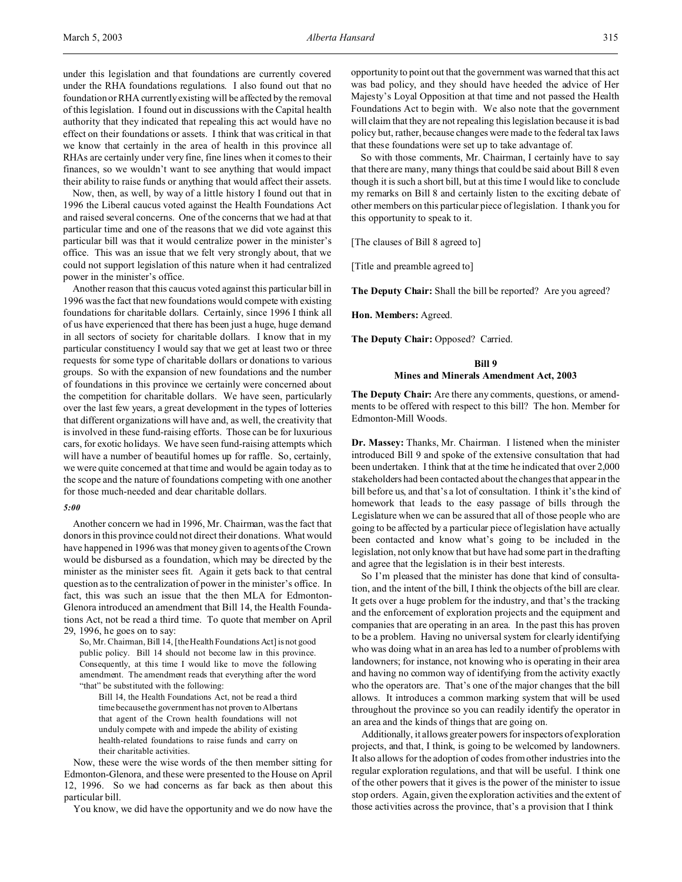under this legislation and that foundations are currently covered under the RHA foundations regulations. I also found out that no foundation or RHA currently existing will be affected by the removal of this legislation. I found out in discussions with the Capital health authority that they indicated that repealing this act would have no effect on their foundations or assets. I think that was critical in that we know that certainly in the area of health in this province all RHAs are certainly under very fine, fine lines when it comes to their finances, so we wouldn't want to see anything that would impact their ability to raise funds or anything that would affect their assets.

Now, then, as well, by way of a little history I found out that in 1996 the Liberal caucus voted against the Health Foundations Act and raised several concerns. One of the concerns that we had at that particular time and one of the reasons that we did vote against this particular bill was that it would centralize power in the minister's office. This was an issue that we felt very strongly about, that we could not support legislation of this nature when it had centralized power in the minister's office.

Another reason that this caucus voted against this particular bill in 1996 was the fact that new foundations would compete with existing foundations for charitable dollars. Certainly, since 1996 I think all of us have experienced that there has been just a huge, huge demand in all sectors of society for charitable dollars. I know that in my particular constituency I would say that we get at least two or three requests for some type of charitable dollars or donations to various groups. So with the expansion of new foundations and the number of foundations in this province we certainly were concerned about the competition for charitable dollars. We have seen, particularly over the last few years, a great development in the types of lotteries that different organizations will have and, as well, the creativity that is involved in these fund-raising efforts. Those can be for luxurious cars, for exotic holidays. We have seen fund-raising attempts which will have a number of beautiful homes up for raffle. So, certainly, we were quite concerned at that time and would be again today as to the scope and the nature of foundations competing with one another for those much-needed and dear charitable dollars.

*5:00*

Another concern we had in 1996, Mr. Chairman, was the fact that donors in this province could not direct their donations. What would have happened in 1996 was that money given to agents of the Crown would be disbursed as a foundation, which may be directed by the minister as the minister sees fit. Again it gets back to that central question as to the centralization of power in the minister's office. In fact, this was such an issue that the then MLA for Edmonton-Glenora introduced an amendment that Bill 14, the Health Foundations Act, not be read a third time. To quote that member on April 29, 1996, he goes on to say:

> So, Mr. Chairman, Bill 14, [the Health Foundations Act] is not good public policy. Bill 14 should not become law in this province. Consequently, at this time I would like to move the following amendment. The amendment reads that everything after the word "that" be substituted with the following:
>
> > Bill 14, the Health Foundations Act, not be read a third time because the government has not proven to Albertans that agent of the Crown health foundations will not unduly compete with and impede the ability of existing health-related foundations to raise funds and carry on their charitable activities.

Now, these were the wise words of the then member sitting for Edmonton-Glenora, and these were presented to the House on April 12, 1996. So we had concerns as far back as then about this particular bill.

You know, we did have the opportunity and we do now have the opportunity to point out that the government was warned that this act was bad policy, and they should have heeded the advice of Her Majesty's Loyal Opposition at that time and not passed the Health Foundations Act to begin with. We also note that the government will claim that they are not repealing this legislation because it is bad policy but, rather, because changes were made to the federal tax laws that these foundations were set up to take advantage of.

So with those comments, Mr. Chairman, I certainly have to say that there are many, many things that could be said about Bill 8 even though it is such a short bill, but at this time I would like to conclude my remarks on Bill 8 and certainly listen to the exciting debate of other members on this particular piece of legislation. I thank you for this opportunity to speak to it.

[The clauses of Bill 8 agreed to]

[Title and preamble agreed to]

**The Deputy Chair:** Shall the bill be reported? Are you agreed?

**Hon. Members:** Agreed.

**The Deputy Chair:** Opposed? Carried.

### Bill 9
### Mines and Minerals Amendment Act, 2003

**The Deputy Chair:** Are there any comments, questions, or amendments to be offered with respect to this bill? The hon. Member for Edmonton-Mill Woods.

**Dr. Massey:** Thanks, Mr. Chairman. I listened when the minister introduced Bill 9 and spoke of the extensive consultation that had been undertaken. I think that at the time he indicated that over 2,000 stakeholders had been contacted about the changes that appear in the bill before us, and that's a lot of consultation. I think it's the kind of homework that leads to the easy passage of bills through the Legislature when we can be assured that all of those people who are going to be affected by a particular piece of legislation have actually been contacted and know what's going to be included in the legislation, not only know that but have had some part in the drafting and agree that the legislation is in their best interests.

So I'm pleased that the minister has done that kind of consultation, and the intent of the bill, I think the objects of the bill are clear. It gets over a huge problem for the industry, and that's the tracking and the enforcement of exploration projects and the equipment and companies that are operating in an area. In the past this has proven to be a problem. Having no universal system for clearly identifying who was doing what in an area has led to a number of problems with landowners; for instance, not knowing who is operating in their area and having no common way of identifying from the activity exactly who the operators are. That's one of the major changes that the bill allows. It introduces a common marking system that will be used throughout the province so you can readily identify the operator in an area and the kinds of things that are going on.

Additionally, it allows greater powers for inspectors of exploration projects, and that, I think, is going to be welcomed by landowners. It also allows for the adoption of codes from other industries into the regular exploration regulations, and that will be useful. I think one of the other powers that it gives is the power of the minister to issue stop orders. Again, given the exploration activities and the extent of those activities across the province, that's a provision that I think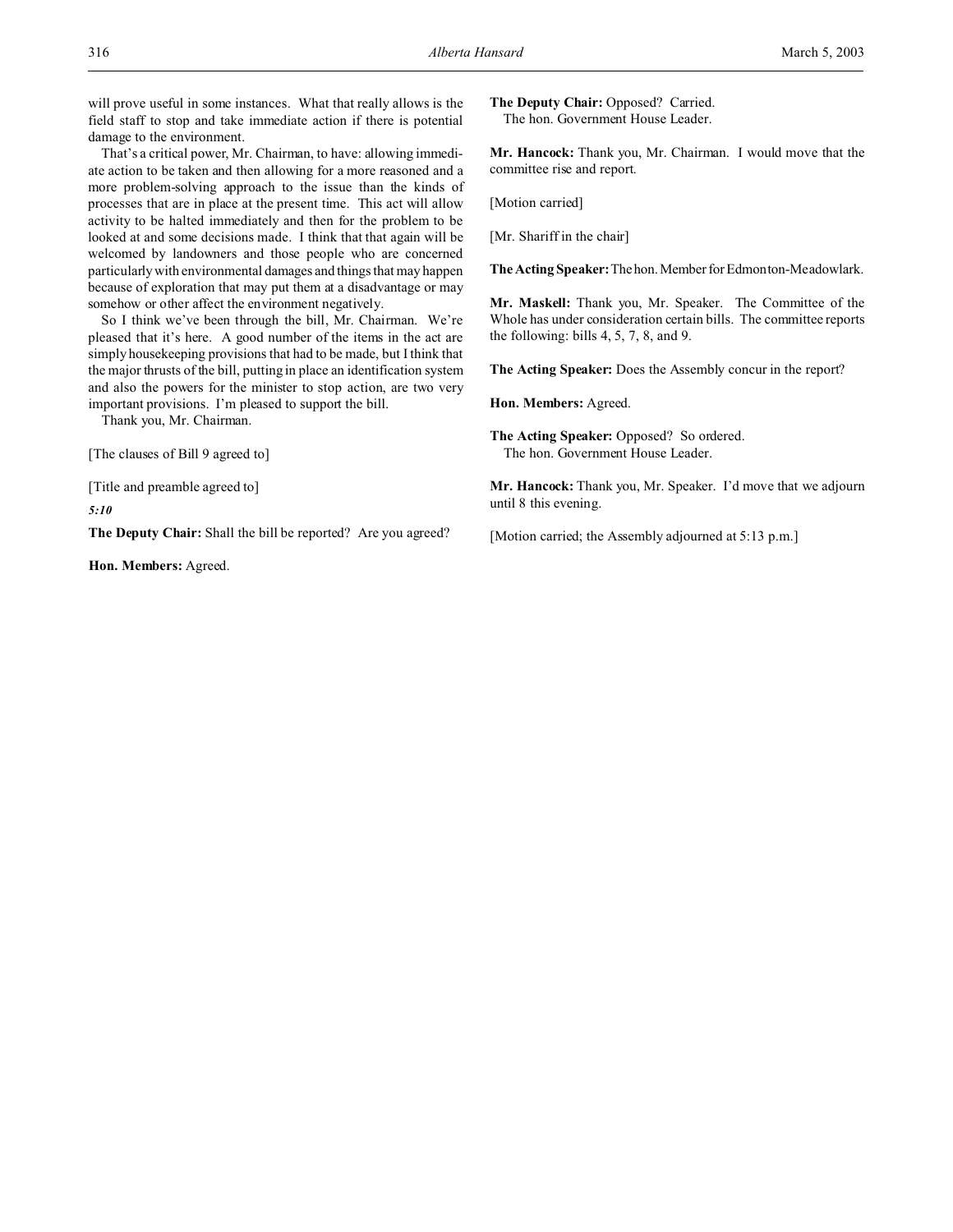will prove useful in some instances. What that really allows is the field staff to stop and take immediate action if there is potential damage to the environment.

That's a critical power, Mr. Chairman, to have: allowing immediate action to be taken and then allowing for a more reasoned and a more problem-solving approach to the issue than the kinds of processes that are in place at the present time. This act will allow activity to be halted immediately and then for the problem to be looked at and some decisions made. I think that that again will be welcomed by landowners and those people who are concerned particularly with environmental damages and things that may happen because of exploration that may put them at a disadvantage or may somehow or other affect the environment negatively.

So I think we've been through the bill, Mr. Chairman. We're pleased that it's here. A good number of the items in the act are simply housekeeping provisions that had to be made, but I think that the major thrusts of the bill, putting in place an identification system and also the powers for the minister to stop action, are two very important provisions. I'm pleased to support the bill.

Thank you, Mr. Chairman.

[The clauses of Bill 9 agreed to]

[Title and preamble agreed to]

*5:10*

**The Deputy Chair:** Shall the bill be reported? Are you agreed?

**Hon. Members:** Agreed.

**The Deputy Chair:** Opposed? Carried.
The hon. Government House Leader.

**Mr. Hancock:** Thank you, Mr. Chairman. I would move that the committee rise and report.

[Motion carried]

[Mr. Shariff in the chair]

**The Acting Speaker:** The hon. Member for Edmonton-Meadowlark.

**Mr. Maskell:** Thank you, Mr. Speaker. The Committee of the Whole has under consideration certain bills. The committee reports the following: bills 4, 5, 7, 8, and 9.

**The Acting Speaker:** Does the Assembly concur in the report?

**Hon. Members:** Agreed.

**The Acting Speaker:** Opposed? So ordered.
The hon. Government House Leader.

**Mr. Hancock:** Thank you, Mr. Speaker. I'd move that we adjourn until 8 this evening.

[Motion carried; the Assembly adjourned at 5:13 p.m.]